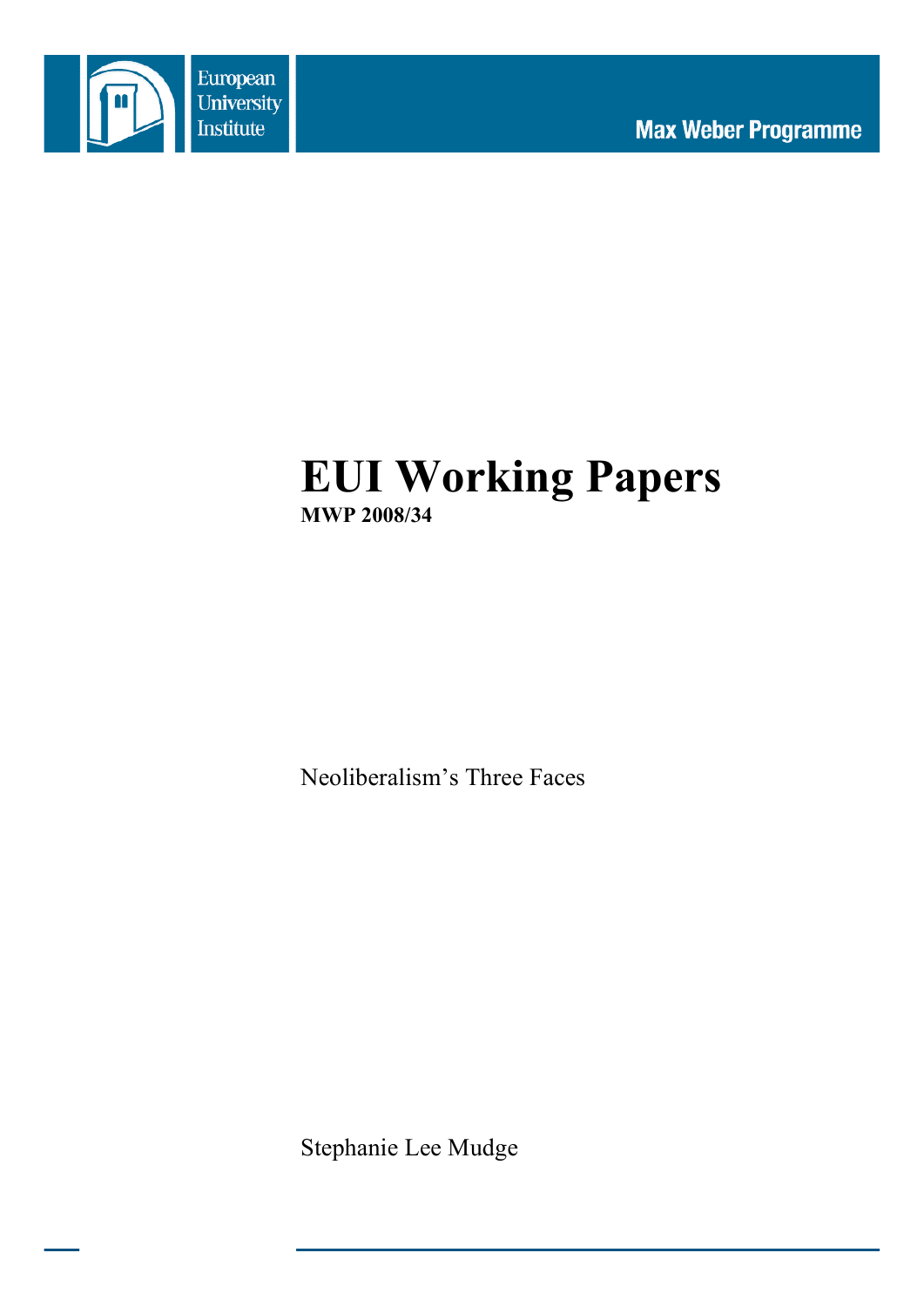European University Institute

Max Weber Programme

# EUI Working Papers

**MWP 2008/34**

Neoliberalism's Three Faces

Stephanie Lee Mudge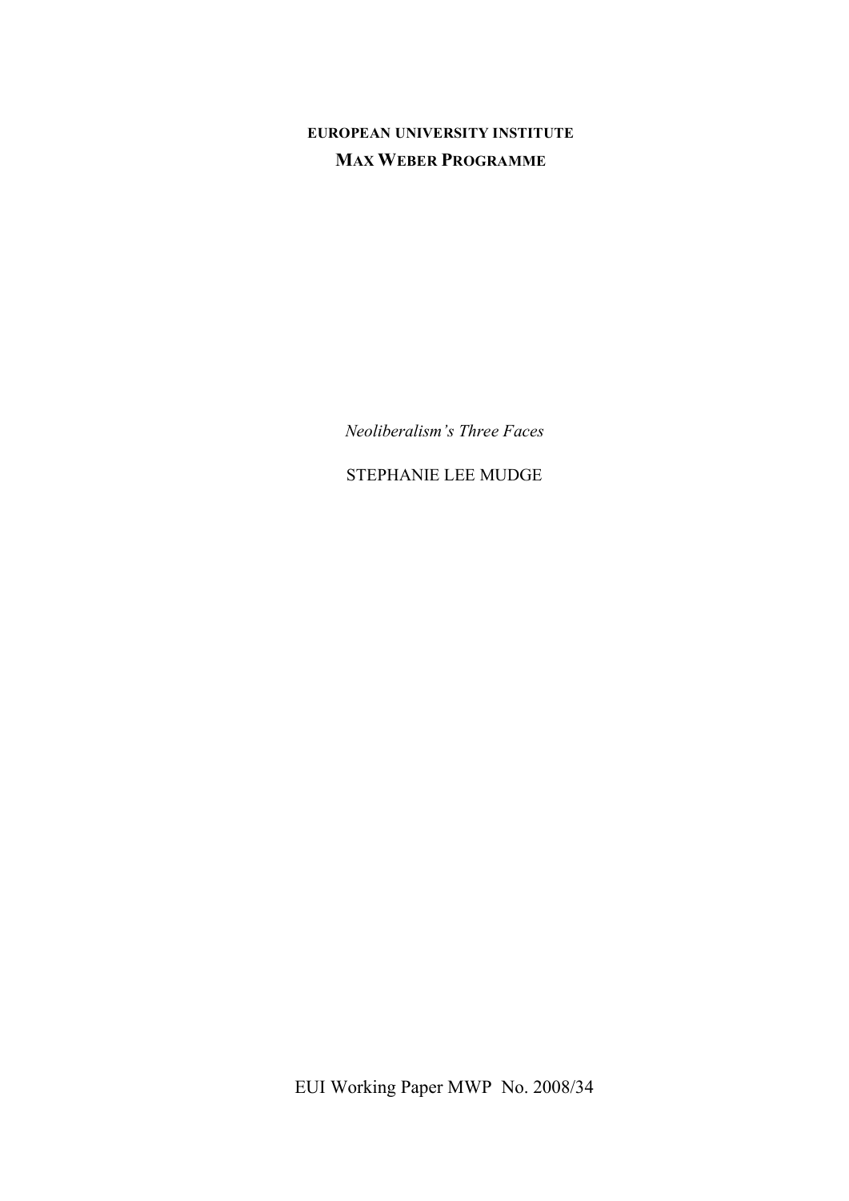**EUROPEAN UNIVERSITY INSTITUTE**

**MAX WEBER PROGRAMME**

*Neoliberalism's Three Faces*

STEPHANIE LEE MUDGE

EUI Working Paper MWP No. 2008/34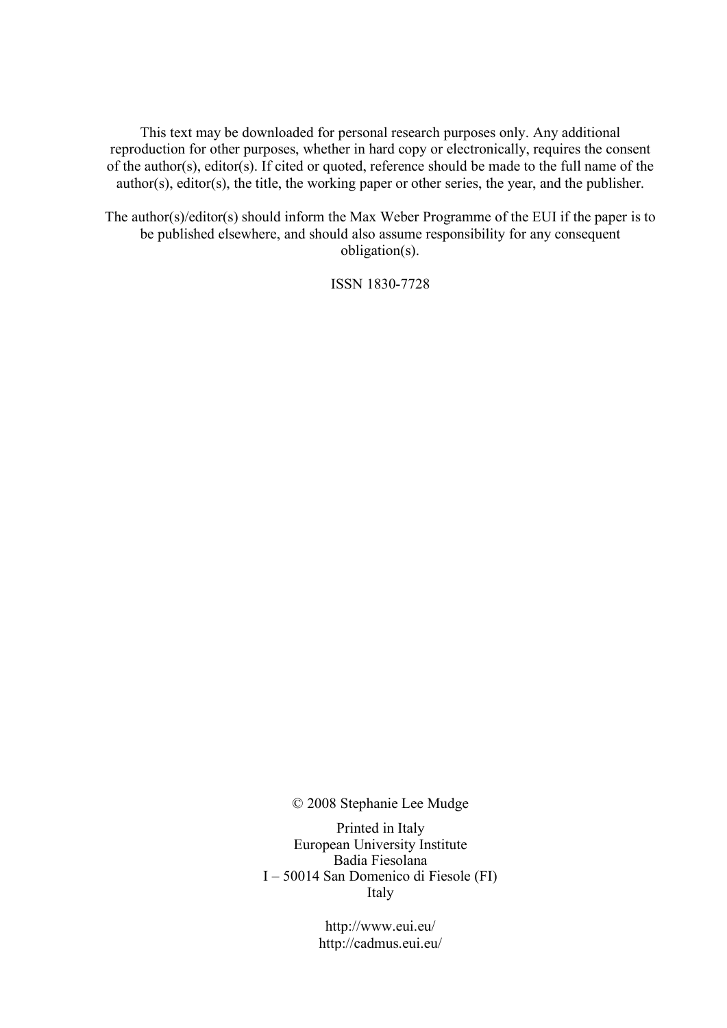This text may be downloaded for personal research purposes only. Any additional reproduction for other purposes, whether in hard copy or electronically, requires the consent of the author(s), editor(s). If cited or quoted, reference should be made to the full name of the author(s), editor(s), the title, the working paper or other series, the year, and the publisher.

The author(s)/editor(s) should inform the Max Weber Programme of the EUI if the paper is to be published elsewhere, and should also assume responsibility for any consequent obligation(s).

ISSN 1830-7728

© 2008 Stephanie Lee Mudge

Printed in Italy
European University Institute
Badia Fiesolana
I – 50014 San Domenico di Fiesole (FI)
Italy

http://www.eui.eu/
http://cadmus.eui.eu/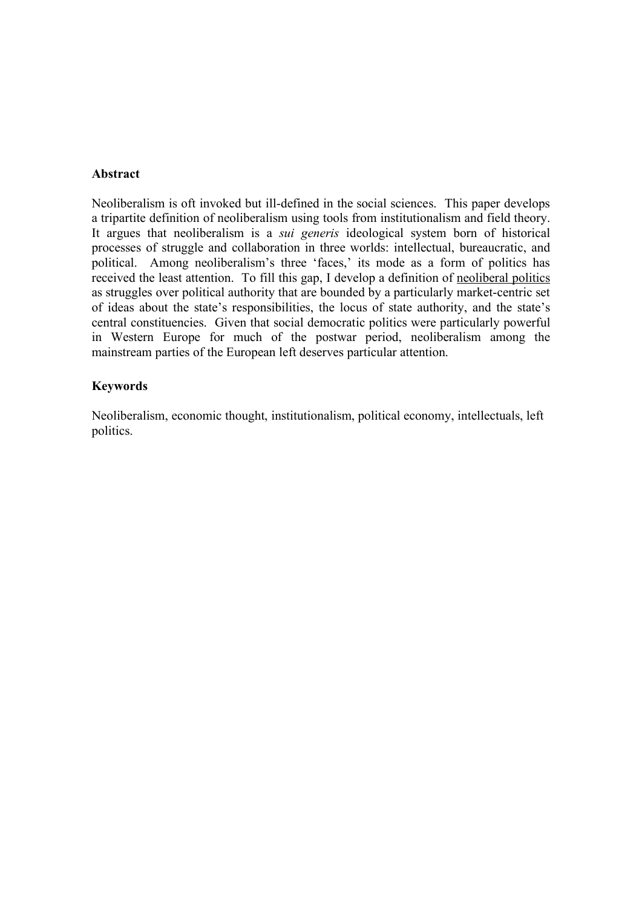**Abstract**

Neoliberalism is oft invoked but ill-defined in the social sciences. This paper develops a tripartite definition of neoliberalism using tools from institutionalism and field theory. It argues that neoliberalism is a *sui generis* ideological system born of historical processes of struggle and collaboration in three worlds: intellectual, bureaucratic, and political. Among neoliberalism's three 'faces,' its mode as a form of politics has received the least attention. To fill this gap, I develop a definition of <u>neoliberal politics</u> as struggles over political authority that are bounded by a particularly market-centric set of ideas about the state's responsibilities, the locus of state authority, and the state's central constituencies. Given that social democratic politics were particularly powerful in Western Europe for much of the postwar period, neoliberalism among the mainstream parties of the European left deserves particular attention.

**Keywords**

Neoliberalism, economic thought, institutionalism, political economy, intellectuals, left politics.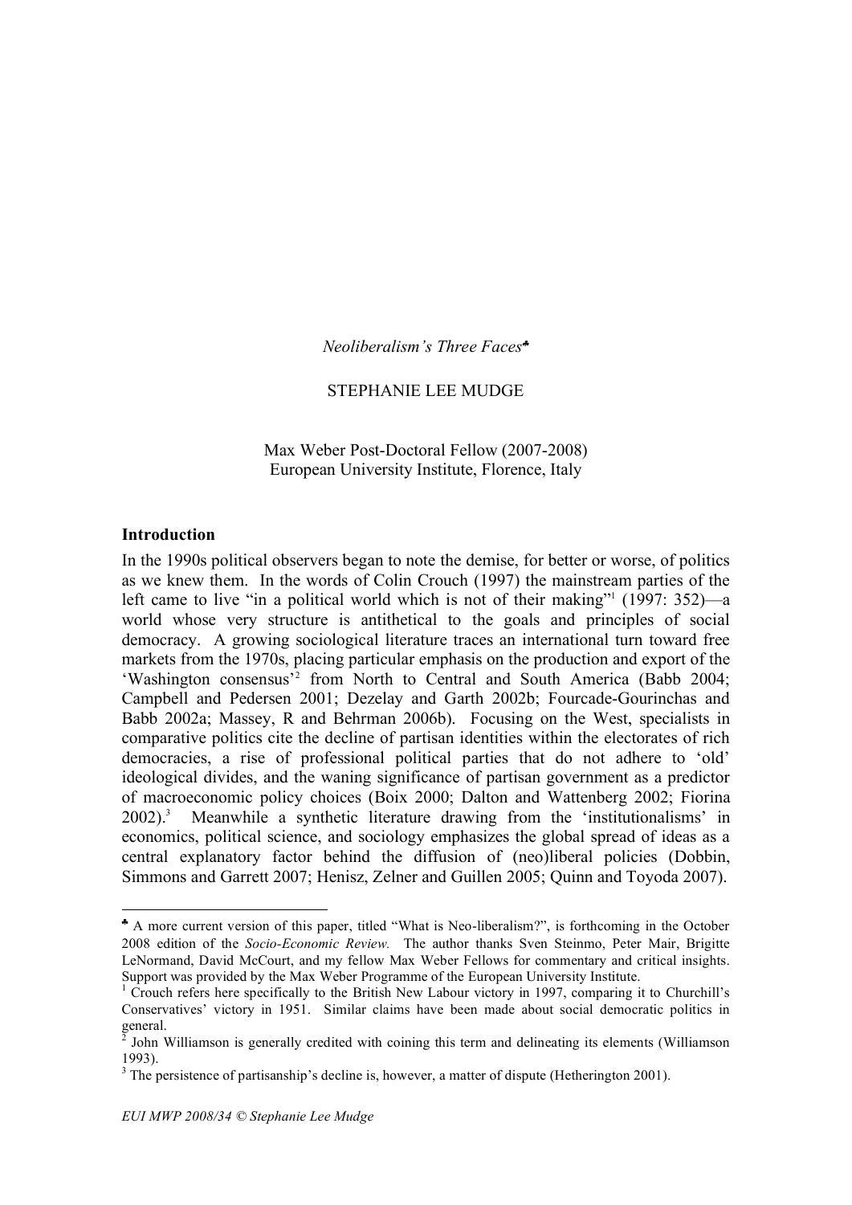*Neoliberalism's Three Faces*♣

STEPHANIE LEE MUDGE

Max Weber Post-Doctoral Fellow (2007-2008)
European University Institute, Florence, Italy

## Introduction

In the 1990s political observers began to note the demise, for better or worse, of politics as we knew them. In the words of Colin Crouch (1997) the mainstream parties of the left came to live "in a political world which is not of their making"[1] (1997: 352)—a world whose very structure is antithetical to the goals and principles of social democracy. A growing sociological literature traces an international turn toward free markets from the 1970s, placing particular emphasis on the production and export of the 'Washington consensus'[2] from North to Central and South America (Babb 2004; Campbell and Pedersen 2001; Dezelay and Garth 2002b; Fourcade-Gourinchas and Babb 2002a; Massey, R and Behrman 2006b). Focusing on the West, specialists in comparative politics cite the decline of partisan identities within the electorates of rich democracies, a rise of professional political parties that do not adhere to 'old' ideological divides, and the waning significance of partisan government as a predictor of macroeconomic policy choices (Boix 2000; Dalton and Wattenberg 2002; Fiorina 2002).[3] Meanwhile a synthetic literature drawing from the 'institutionalisms' in economics, political science, and sociology emphasizes the global spread of ideas as a central explanatory factor behind the diffusion of (neo)liberal policies (Dobbin, Simmons and Garrett 2007; Henisz, Zelner and Guillen 2005; Quinn and Toyoda 2007).

---

♣ A more current version of this paper, titled "What is Neo-liberalism?", is forthcoming in the October 2008 edition of the *Socio-Economic Review.* The author thanks Sven Steinmo, Peter Mair, Brigitte LeNormand, David McCourt, and my fellow Max Weber Fellows for commentary and critical insights. Support was provided by the Max Weber Programme of the European University Institute.

[1] Crouch refers here specifically to the British New Labour victory in 1997, comparing it to Churchill's Conservatives' victory in 1951. Similar claims have been made about social democratic politics in general.

[2] John Williamson is generally credited with coining this term and delineating its elements (Williamson 1993).

[3] The persistence of partisanship's decline is, however, a matter of dispute (Hetherington 2001).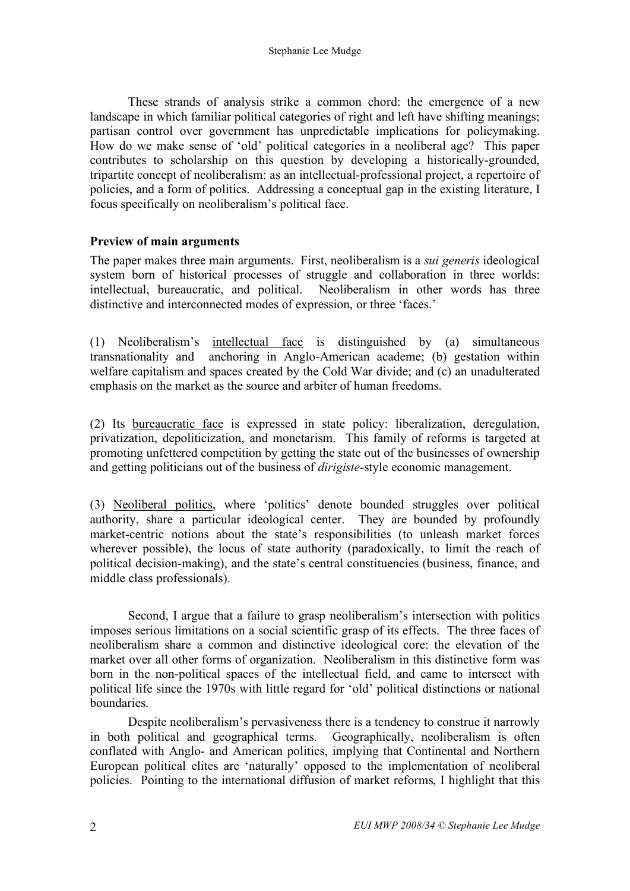These strands of analysis strike a common chord: the emergence of a new landscape in which familiar political categories of right and left have shifting meanings; partisan control over government has unpredictable implications for policymaking. How do we make sense of 'old' political categories in a neoliberal age? This paper contributes to scholarship on this question by developing a historically-grounded, tripartite concept of neoliberalism: as an intellectual-professional project, a repertoire of policies, and a form of politics. Addressing a conceptual gap in the existing literature, I focus specifically on neoliberalism's political face.

**Preview of main arguments**

The paper makes three main arguments. First, neoliberalism is a *sui generis* ideological system born of historical processes of struggle and collaboration in three worlds: intellectual, bureaucratic, and political. Neoliberalism in other words has three distinctive and interconnected modes of expression, or three 'faces.'

(1) Neoliberalism's <u>intellectual face</u> is distinguished by (a) simultaneous transnationality and anchoring in Anglo-American academe; (b) gestation within welfare capitalism and spaces created by the Cold War divide; and (c) an unadulterated emphasis on the market as the source and arbiter of human freedoms.

(2) Its <u>bureaucratic face</u> is expressed in state policy: liberalization, deregulation, privatization, depoliticization, and monetarism. This family of reforms is targeted at promoting unfettered competition by getting the state out of the businesses of ownership and getting politicians out of the business of *dirigiste*-style economic management.

(3) <u>Neoliberal politics</u>, where 'politics' denote bounded struggles over political authority, share a particular ideological center. They are bounded by profoundly market-centric notions about the state's responsibilities (to unleash market forces wherever possible), the locus of state authority (paradoxically, to limit the reach of political decision-making), and the state's central constituencies (business, finance, and middle class professionals).

Second, I argue that a failure to grasp neoliberalism's intersection with politics imposes serious limitations on a social scientific grasp of its effects. The three faces of neoliberalism share a common and distinctive ideological core: the elevation of the market over all other forms of organization. Neoliberalism in this distinctive form was born in the non-political spaces of the intellectual field, and came to intersect with political life since the 1970s with little regard for 'old' political distinctions or national boundaries.

Despite neoliberalism's pervasiveness there is a tendency to construe it narrowly in both political and geographical terms. Geographically, neoliberalism is often conflated with Anglo- and American politics, implying that Continental and Northern European political elites are 'naturally' opposed to the implementation of neoliberal policies. Pointing to the international diffusion of market reforms, I highlight that this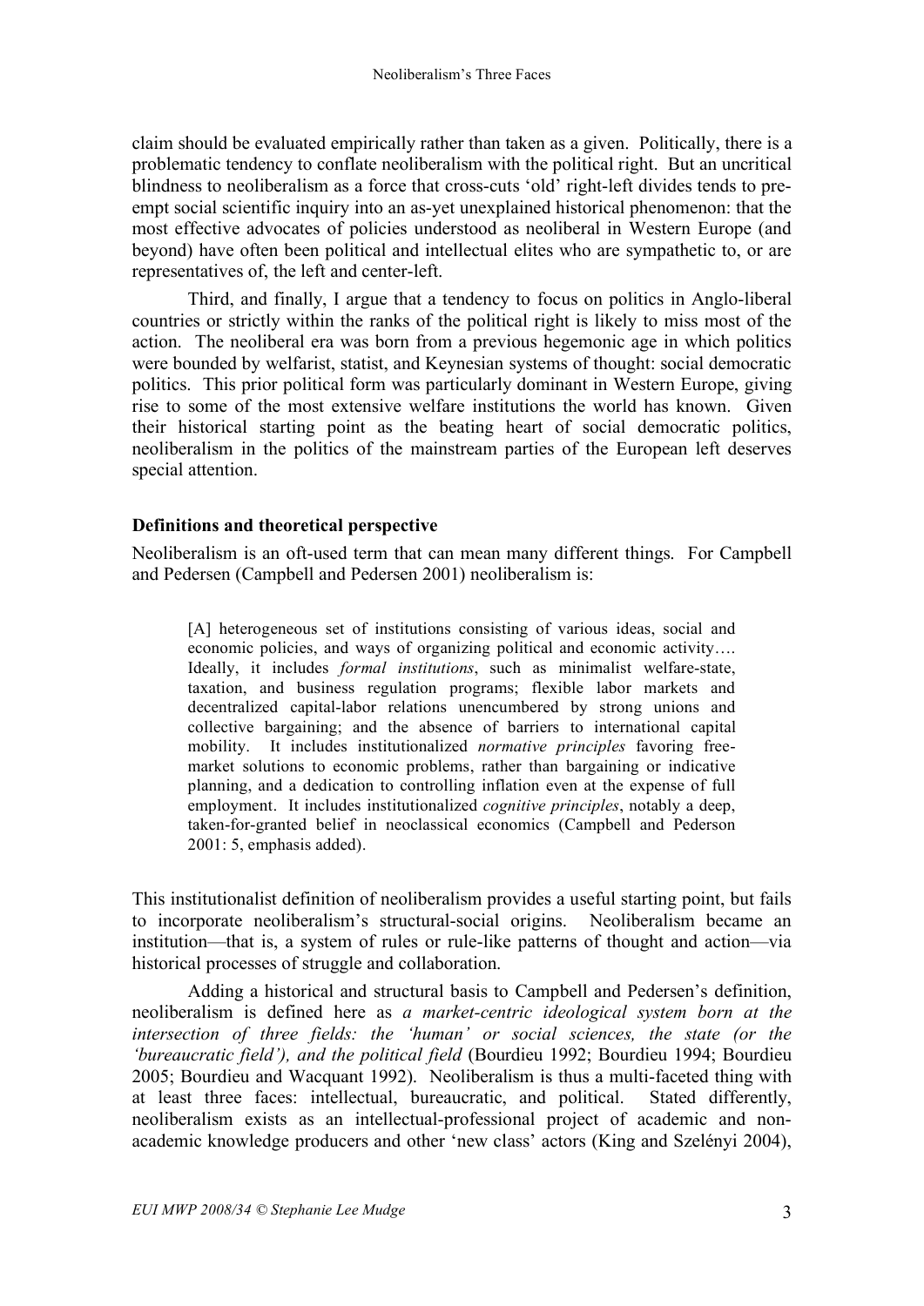claim should be evaluated empirically rather than taken as a given. Politically, there is a problematic tendency to conflate neoliberalism with the political right. But an uncritical blindness to neoliberalism as a force that cross-cuts 'old' right-left divides tends to pre-empt social scientific inquiry into an as-yet unexplained historical phenomenon: that the most effective advocates of policies understood as neoliberal in Western Europe (and beyond) have often been political and intellectual elites who are sympathetic to, or are representatives of, the left and center-left.

Third, and finally, I argue that a tendency to focus on politics in Anglo-liberal countries or strictly within the ranks of the political right is likely to miss most of the action. The neoliberal era was born from a previous hegemonic age in which politics were bounded by welfarist, statist, and Keynesian systems of thought: social democratic politics. This prior political form was particularly dominant in Western Europe, giving rise to some of the most extensive welfare institutions the world has known. Given their historical starting point as the beating heart of social democratic politics, neoliberalism in the politics of the mainstream parties of the European left deserves special attention.

## Definitions and theoretical perspective

Neoliberalism is an oft-used term that can mean many different things. For Campbell and Pedersen (Campbell and Pedersen 2001) neoliberalism is:

> [A] heterogeneous set of institutions consisting of various ideas, social and economic policies, and ways of organizing political and economic activity…. Ideally, it includes *formal institutions*, such as minimalist welfare-state, taxation, and business regulation programs; flexible labor markets and decentralized capital-labor relations unencumbered by strong unions and collective bargaining; and the absence of barriers to international capital mobility. It includes institutionalized *normative principles* favoring free-market solutions to economic problems, rather than bargaining or indicative planning, and a dedication to controlling inflation even at the expense of full employment. It includes institutionalized *cognitive principles*, notably a deep, taken-for-granted belief in neoclassical economics (Campbell and Pederson 2001: 5, emphasis added).

This institutionalist definition of neoliberalism provides a useful starting point, but fails to incorporate neoliberalism's structural-social origins. Neoliberalism became an institution—that is, a system of rules or rule-like patterns of thought and action—via historical processes of struggle and collaboration.

Adding a historical and structural basis to Campbell and Pedersen's definition, neoliberalism is defined here as *a market-centric ideological system born at the intersection of three fields: the 'human' or social sciences, the state (or the 'bureaucratic field'), and the political field* (Bourdieu 1992; Bourdieu 1994; Bourdieu 2005; Bourdieu and Wacquant 1992). Neoliberalism is thus a multi-faceted thing with at least three faces: intellectual, bureaucratic, and political. Stated differently, neoliberalism exists as an intellectual-professional project of academic and non-academic knowledge producers and other 'new class' actors (King and Szelényi 2004),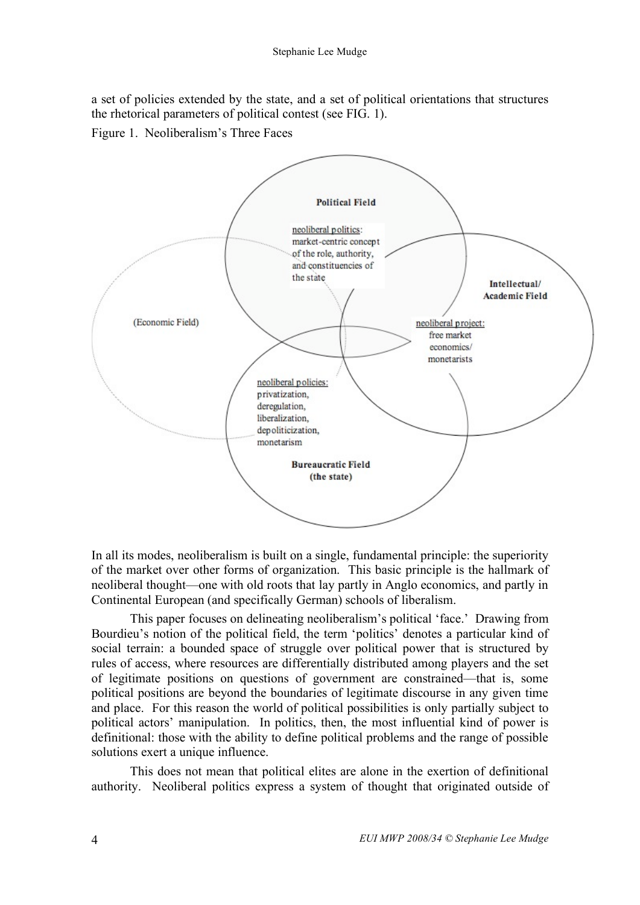a set of policies extended by the state, and a set of political orientations that structures the rhetorical parameters of political contest (see FIG. 1).

Figure 1. Neoliberalism's Three Faces

**Political Field**

neoliberal politics: market-centric concept of the role, authority, and constituencies of the state

**Intellectual/ Academic Field**

neoliberal project: free market economics/ monetarists

(Economic Field)

neoliberal policies: privatization, deregulation, liberalization, depoliticization, monetarism

**Bureaucratic Field (the state)**

In all its modes, neoliberalism is built on a single, fundamental principle: the superiority of the market over other forms of organization. This basic principle is the hallmark of neoliberal thought—one with old roots that lay partly in Anglo economics, and partly in Continental European (and specifically German) schools of liberalism.

This paper focuses on delineating neoliberalism's political 'face.' Drawing from Bourdieu's notion of the political field, the term 'politics' denotes a particular kind of social terrain: a bounded space of struggle over political power that is structured by rules of access, where resources are differentially distributed among players and the set of legitimate positions on questions of government are constrained—that is, some political positions are beyond the boundaries of legitimate discourse in any given time and place. For this reason the world of political possibilities is only partially subject to political actors' manipulation. In politics, then, the most influential kind of power is definitional: those with the ability to define political problems and the range of possible solutions exert a unique influence.

This does not mean that political elites are alone in the exertion of definitional authority. Neoliberal politics express a system of thought that originated outside of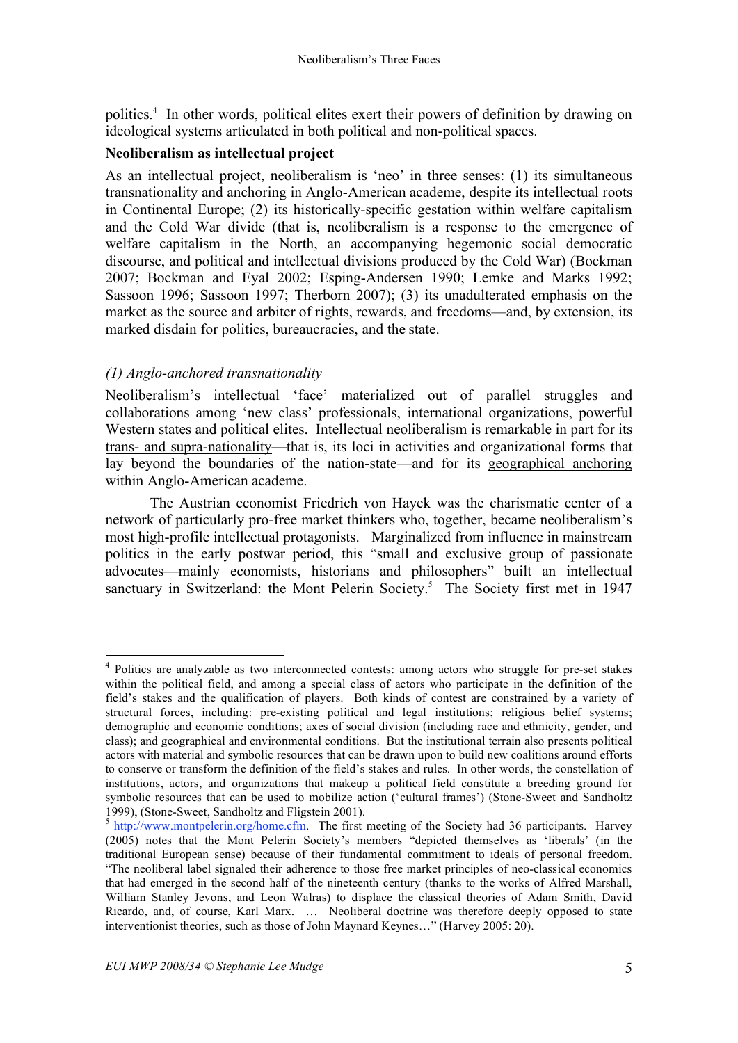politics.[4] In other words, political elites exert their powers of definition by drawing on ideological systems articulated in both political and non-political spaces.

**Neoliberalism as intellectual project**

As an intellectual project, neoliberalism is 'neo' in three senses: (1) its simultaneous transnationality and anchoring in Anglo-American academe, despite its intellectual roots in Continental Europe; (2) its historically-specific gestation within welfare capitalism and the Cold War divide (that is, neoliberalism is a response to the emergence of welfare capitalism in the North, an accompanying hegemonic social democratic discourse, and political and intellectual divisions produced by the Cold War) (Bockman 2007; Bockman and Eyal 2002; Esping-Andersen 1990; Lemke and Marks 1992; Sassoon 1996; Sassoon 1997; Therborn 2007); (3) its unadulterated emphasis on the market as the source and arbiter of rights, rewards, and freedoms—and, by extension, its marked disdain for politics, bureaucracies, and the state.

*(1) Anglo-anchored transnationality*

Neoliberalism's intellectual 'face' materialized out of parallel struggles and collaborations among 'new class' professionals, international organizations, powerful Western states and political elites. Intellectual neoliberalism is remarkable in part for its <u>trans- and supra-nationality</u>—that is, its loci in activities and organizational forms that lay beyond the boundaries of the nation-state—and for its <u>geographical anchoring</u> within Anglo-American academe.

The Austrian economist Friedrich von Hayek was the charismatic center of a network of particularly pro-free market thinkers who, together, became neoliberalism's most high-profile intellectual protagonists. Marginalized from influence in mainstream politics in the early postwar period, this "small and exclusive group of passionate advocates—mainly economists, historians and philosophers" built an intellectual sanctuary in Switzerland: the Mont Pelerin Society.[5] The Society first met in 1947

---

[4] Politics are analyzable as two interconnected contests: among actors who struggle for pre-set stakes within the political field, and among a special class of actors who participate in the definition of the field's stakes and the qualification of players. Both kinds of contest are constrained by a variety of structural forces, including: pre-existing political and legal institutions; religious belief systems; demographic and economic conditions; axes of social division (including race and ethnicity, gender, and class); and geographical and environmental conditions. But the institutional terrain also presents political actors with material and symbolic resources that can be drawn upon to build new coalitions around efforts to conserve or transform the definition of the field's stakes and rules. In other words, the constellation of institutions, actors, and organizations that makeup a political field constitute a breeding ground for symbolic resources that can be used to mobilize action ('cultural frames') (Stone-Sweet and Sandholtz 1999), (Stone-Sweet, Sandholtz and Fligstein 2001).

[5] http://www.montpelerin.org/home.cfm. The first meeting of the Society had 36 participants. Harvey (2005) notes that the Mont Pelerin Society's members "depicted themselves as 'liberals' (in the traditional European sense) because of their fundamental commitment to ideals of personal freedom. "The neoliberal label signaled their adherence to those free market principles of neo-classical economics that had emerged in the second half of the nineteenth century (thanks to the works of Alfred Marshall, William Stanley Jevons, and Leon Walras) to displace the classical theories of Adam Smith, David Ricardo, and, of course, Karl Marx. … Neoliberal doctrine was therefore deeply opposed to state interventionist theories, such as those of John Maynard Keynes…" (Harvey 2005: 20).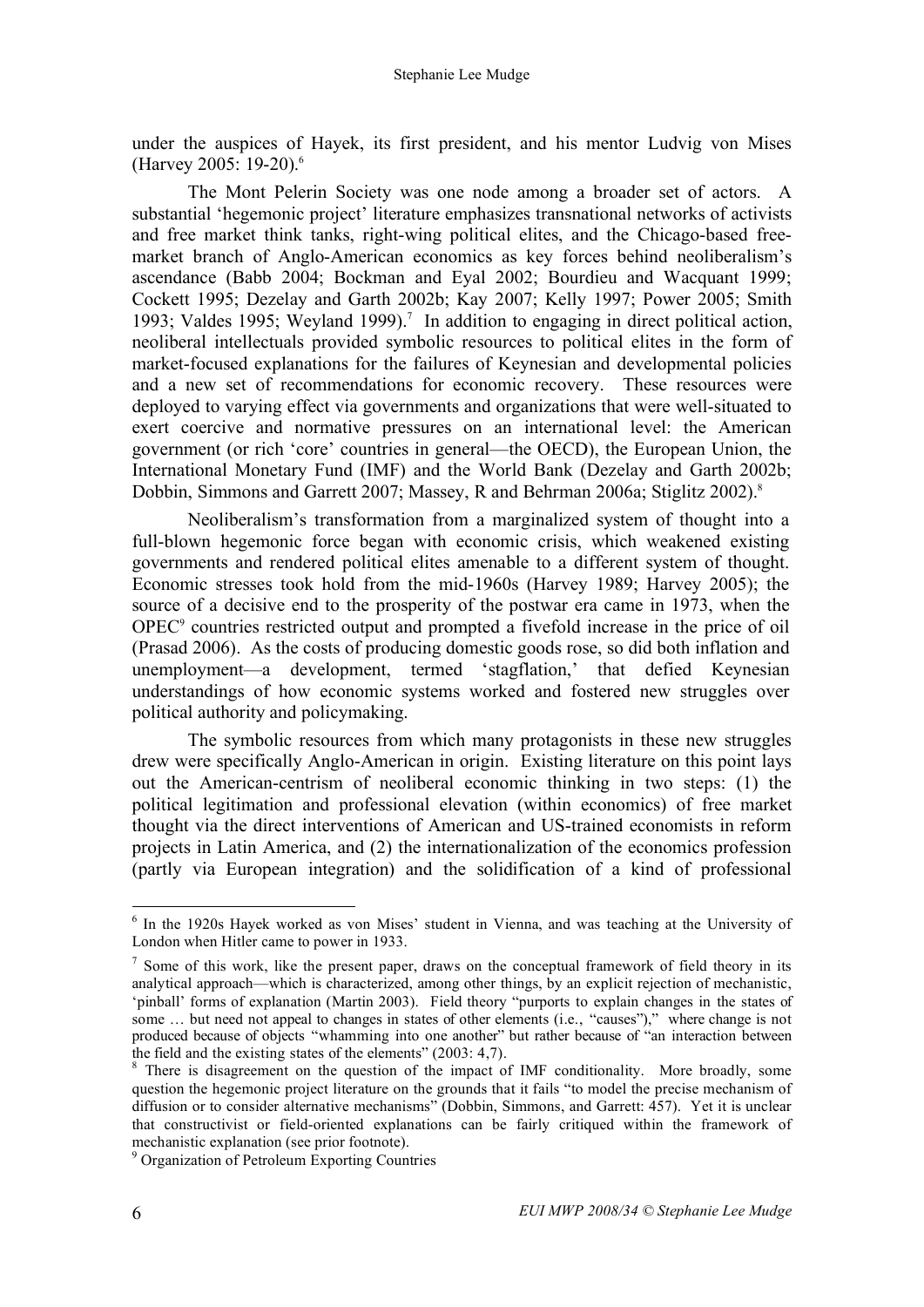under the auspices of Hayek, its first president, and his mentor Ludvig von Mises (Harvey 2005: 19-20).[6]

The Mont Pelerin Society was one node among a broader set of actors. A substantial 'hegemonic project' literature emphasizes transnational networks of activists and free market think tanks, right-wing political elites, and the Chicago-based free-market branch of Anglo-American economics as key forces behind neoliberalism's ascendance (Babb 2004; Bockman and Eyal 2002; Bourdieu and Wacquant 1999; Cockett 1995; Dezelay and Garth 2002b; Kay 2007; Kelly 1997; Power 2005; Smith 1993; Valdes 1995; Weyland 1999).[7] In addition to engaging in direct political action, neoliberal intellectuals provided symbolic resources to political elites in the form of market-focused explanations for the failures of Keynesian and developmental policies and a new set of recommendations for economic recovery. These resources were deployed to varying effect via governments and organizations that were well-situated to exert coercive and normative pressures on an international level: the American government (or rich 'core' countries in general—the OECD), the European Union, the International Monetary Fund (IMF) and the World Bank (Dezelay and Garth 2002b; Dobbin, Simmons and Garrett 2007; Massey, R and Behrman 2006a; Stiglitz 2002).[8]

Neoliberalism's transformation from a marginalized system of thought into a full-blown hegemonic force began with economic crisis, which weakened existing governments and rendered political elites amenable to a different system of thought. Economic stresses took hold from the mid-1960s (Harvey 1989; Harvey 2005); the source of a decisive end to the prosperity of the postwar era came in 1973, when the OPEC[9] countries restricted output and prompted a fivefold increase in the price of oil (Prasad 2006). As the costs of producing domestic goods rose, so did both inflation and unemployment—a development, termed 'stagflation,' that defied Keynesian understandings of how economic systems worked and fostered new struggles over political authority and policymaking.

The symbolic resources from which many protagonists in these new struggles drew were specifically Anglo-American in origin. Existing literature on this point lays out the American-centrism of neoliberal economic thinking in two steps: (1) the political legitimation and professional elevation (within economics) of free market thought via the direct interventions of American and US-trained economists in reform projects in Latin America, and (2) the internationalization of the economics profession (partly via European integration) and the solidification of a kind of professional

---

[6] In the 1920s Hayek worked as von Mises' student in Vienna, and was teaching at the University of London when Hitler came to power in 1933.

[7] Some of this work, like the present paper, draws on the conceptual framework of field theory in its analytical approach—which is characterized, among other things, by an explicit rejection of mechanistic, 'pinball' forms of explanation (Martin 2003). Field theory "purports to explain changes in the states of some … but need not appeal to changes in states of other elements (i.e., "causes")," where change is not produced because of objects "whamming into one another" but rather because of "an interaction between the field and the existing states of the elements" (2003: 4,7).

[8] There is disagreement on the question of the impact of IMF conditionality. More broadly, some question the hegemonic project literature on the grounds that it fails "to model the precise mechanism of diffusion or to consider alternative mechanisms" (Dobbin, Simmons, and Garrett: 457). Yet it is unclear that constructivist or field-oriented explanations can be fairly critiqued within the framework of mechanistic explanation (see prior footnote).

[9] Organization of Petroleum Exporting Countries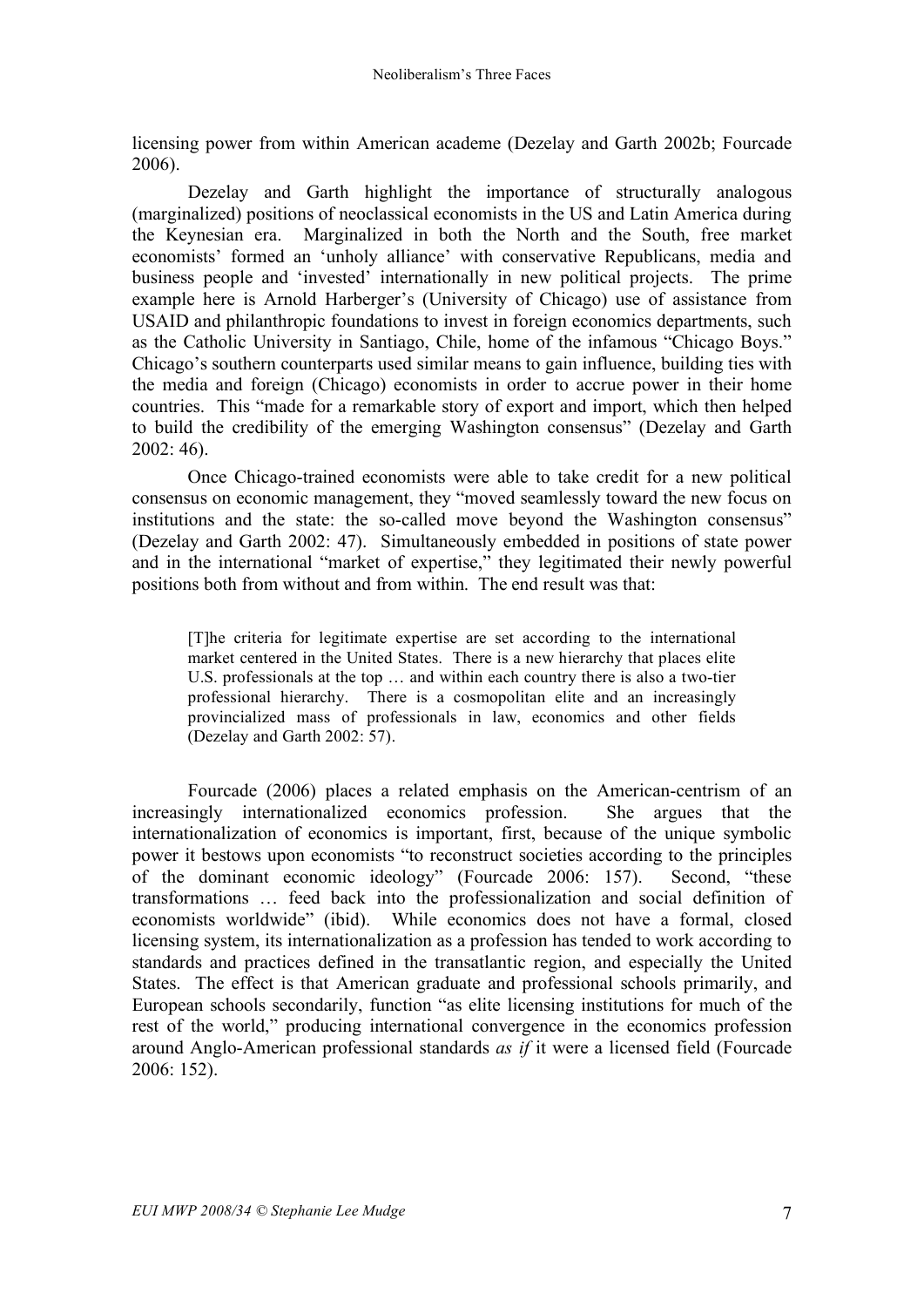licensing power from within American academe (Dezelay and Garth 2002b; Fourcade 2006).

Dezelay and Garth highlight the importance of structurally analogous (marginalized) positions of neoclassical economists in the US and Latin America during the Keynesian era. Marginalized in both the North and the South, free market economists' formed an 'unholy alliance' with conservative Republicans, media and business people and 'invested' internationally in new political projects. The prime example here is Arnold Harberger's (University of Chicago) use of assistance from USAID and philanthropic foundations to invest in foreign economics departments, such as the Catholic University in Santiago, Chile, home of the infamous "Chicago Boys." Chicago's southern counterparts used similar means to gain influence, building ties with the media and foreign (Chicago) economists in order to accrue power in their home countries. This "made for a remarkable story of export and import, which then helped to build the credibility of the emerging Washington consensus" (Dezelay and Garth 2002: 46).

Once Chicago-trained economists were able to take credit for a new political consensus on economic management, they "moved seamlessly toward the new focus on institutions and the state: the so-called move beyond the Washington consensus" (Dezelay and Garth 2002: 47). Simultaneously embedded in positions of state power and in the international "market of expertise," they legitimated their newly powerful positions both from without and from within. The end result was that:

> [T]he criteria for legitimate expertise are set according to the international market centered in the United States. There is a new hierarchy that places elite U.S. professionals at the top … and within each country there is also a two-tier professional hierarchy. There is a cosmopolitan elite and an increasingly provincialized mass of professionals in law, economics and other fields (Dezelay and Garth 2002: 57).

Fourcade (2006) places a related emphasis on the American-centrism of an increasingly internationalized economics profession. She argues that the internationalization of economics is important, first, because of the unique symbolic power it bestows upon economists "to reconstruct societies according to the principles of the dominant economic ideology" (Fourcade 2006: 157). Second, "these transformations … feed back into the professionalization and social definition of economists worldwide" (ibid). While economics does not have a formal, closed licensing system, its internationalization as a profession has tended to work according to standards and practices defined in the transatlantic region, and especially the United States. The effect is that American graduate and professional schools primarily, and European schools secondarily, function "as elite licensing institutions for much of the rest of the world," producing international convergence in the economics profession around Anglo-American professional standards *as if* it were a licensed field (Fourcade 2006: 152).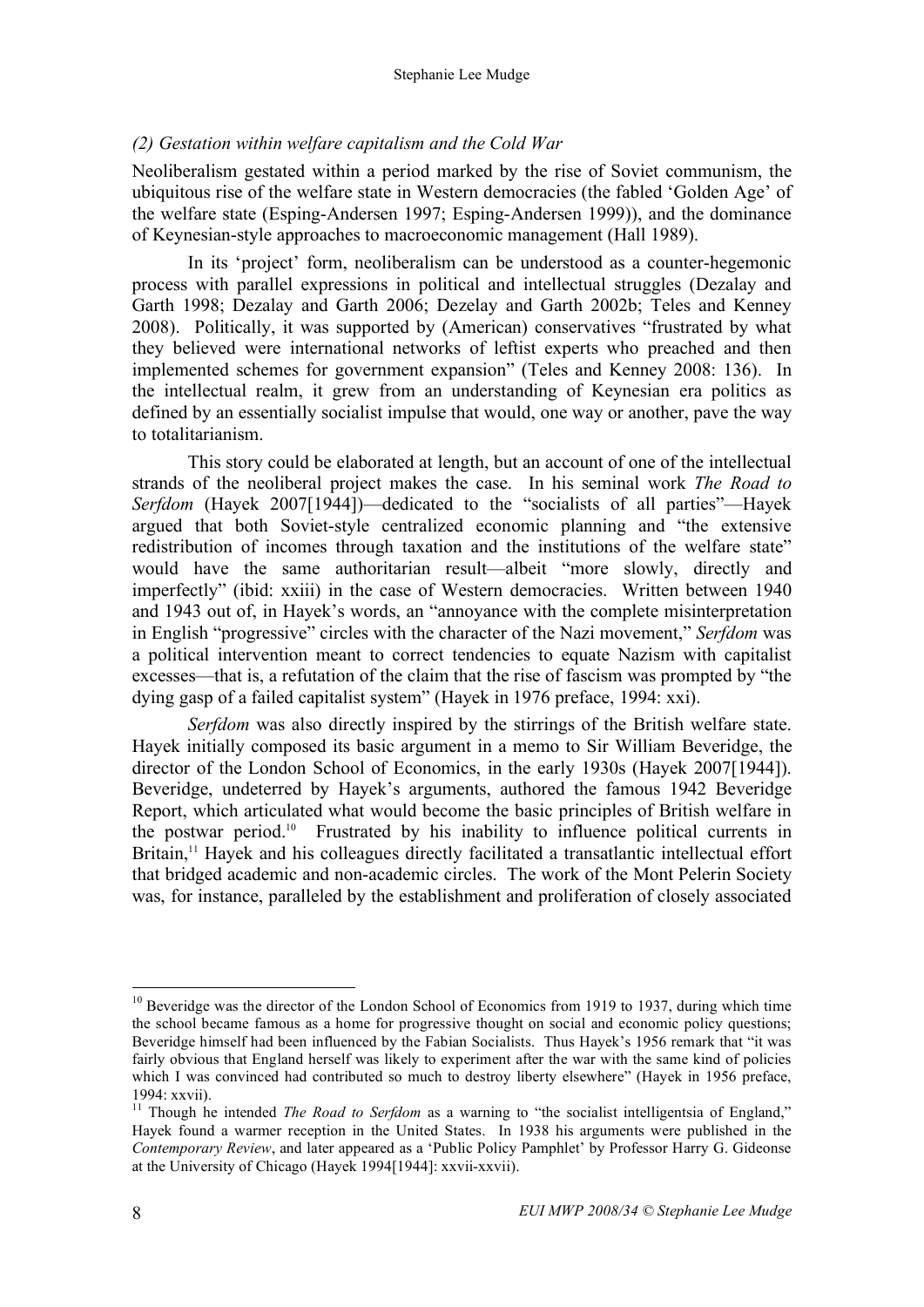*(2) Gestation within welfare capitalism and the Cold War*

Neoliberalism gestated within a period marked by the rise of Soviet communism, the ubiquitous rise of the welfare state in Western democracies (the fabled 'Golden Age' of the welfare state (Esping-Andersen 1997; Esping-Andersen 1999)), and the dominance of Keynesian-style approaches to macroeconomic management (Hall 1989).

In its 'project' form, neoliberalism can be understood as a counter-hegemonic process with parallel expressions in political and intellectual struggles (Dezalay and Garth 1998; Dezalay and Garth 2006; Dezelay and Garth 2002b; Teles and Kenney 2008). Politically, it was supported by (American) conservatives "frustrated by what they believed were international networks of leftist experts who preached and then implemented schemes for government expansion" (Teles and Kenney 2008: 136). In the intellectual realm, it grew from an understanding of Keynesian era politics as defined by an essentially socialist impulse that would, one way or another, pave the way to totalitarianism.

This story could be elaborated at length, but an account of one of the intellectual strands of the neoliberal project makes the case. In his seminal work *The Road to Serfdom* (Hayek 2007[1944])—dedicated to the "socialists of all parties"—Hayek argued that both Soviet-style centralized economic planning and "the extensive redistribution of incomes through taxation and the institutions of the welfare state" would have the same authoritarian result—albeit "more slowly, directly and imperfectly" (ibid: xxiii) in the case of Western democracies. Written between 1940 and 1943 out of, in Hayek's words, an "annoyance with the complete misinterpretation in English "progressive" circles with the character of the Nazi movement," *Serfdom* was a political intervention meant to correct tendencies to equate Nazism with capitalist excesses—that is, a refutation of the claim that the rise of fascism was prompted by "the dying gasp of a failed capitalist system" (Hayek in 1976 preface, 1994: xxi).

*Serfdom* was also directly inspired by the stirrings of the British welfare state. Hayek initially composed its basic argument in a memo to Sir William Beveridge, the director of the London School of Economics, in the early 1930s (Hayek 2007[1944]). Beveridge, undeterred by Hayek's arguments, authored the famous 1942 Beveridge Report, which articulated what would become the basic principles of British welfare in the postwar period.[10] Frustrated by his inability to influence political currents in Britain,[11] Hayek and his colleagues directly facilitated a transatlantic intellectual effort that bridged academic and non-academic circles. The work of the Mont Pelerin Society was, for instance, paralleled by the establishment and proliferation of closely associated

---

[10] Beveridge was the director of the London School of Economics from 1919 to 1937, during which time the school became famous as a home for progressive thought on social and economic policy questions; Beveridge himself had been influenced by the Fabian Socialists. Thus Hayek's 1956 remark that "it was fairly obvious that England herself was likely to experiment after the war with the same kind of policies which I was convinced had contributed so much to destroy liberty elsewhere" (Hayek in 1956 preface, 1994: xxvii).

[11] Though he intended *The Road to Serfdom* as a warning to "the socialist intelligentsia of England," Hayek found a warmer reception in the United States. In 1938 his arguments were published in the *Contemporary Review*, and later appeared as a 'Public Policy Pamphlet' by Professor Harry G. Gideonse at the University of Chicago (Hayek 1994[1944]: xxvii-xxvii).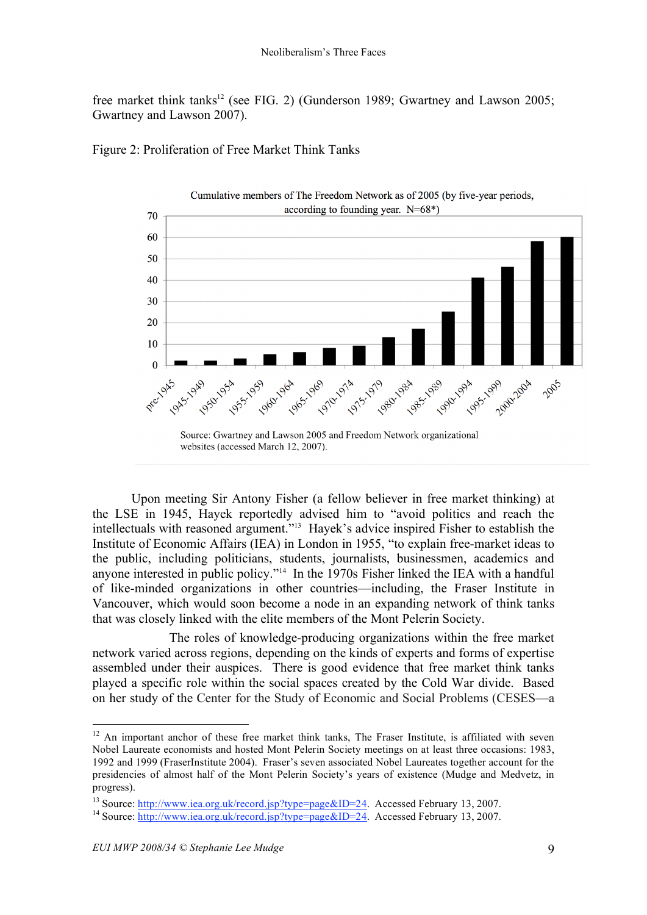free market think tanks[12] (see FIG. 2) (Gunderson 1989; Gwartney and Lawson 2005; Gwartney and Lawson 2007).

Figure 2: Proliferation of Free Market Think Tanks

Cumulative members of The Freedom Network as of 2005 (by five-year periods, according to founding year. N=68*)

Source: Gwartney and Lawson 2005 and Freedom Network organizational websites (accessed March 12, 2007).

Upon meeting Sir Antony Fisher (a fellow believer in free market thinking) at the LSE in 1945, Hayek reportedly advised him to "avoid politics and reach the intellectuals with reasoned argument."[13] Hayek's advice inspired Fisher to establish the Institute of Economic Affairs (IEA) in London in 1955, "to explain free-market ideas to the public, including politicians, students, journalists, businessmen, academics and anyone interested in public policy."[14] In the 1970s Fisher linked the IEA with a handful of like-minded organizations in other countries—including, the Fraser Institute in Vancouver, which would soon become a node in an expanding network of think tanks that was closely linked with the elite members of the Mont Pelerin Society.

The roles of knowledge-producing organizations within the free market network varied across regions, depending on the kinds of experts and forms of expertise assembled under their auspices. There is good evidence that free market think tanks played a specific role within the social spaces created by the Cold War divide. Based on her study of the Center for the Study of Economic and Social Problems (CESES—a

---

[12] An important anchor of these free market think tanks, The Fraser Institute, is affiliated with seven Nobel Laureate economists and hosted Mont Pelerin Society meetings on at least three occasions: 1983, 1992 and 1999 (FraserInstitute 2004). Fraser's seven associated Nobel Laureates together account for the presidencies of almost half of the Mont Pelerin Society's years of existence (Mudge and Medvetz, in progress).

[13] Source: http://www.iea.org.uk/record.jsp?type=page&ID=24. Accessed February 13, 2007.

[14] Source: http://www.iea.org.uk/record.jsp?type=page&ID=24. Accessed February 13, 2007.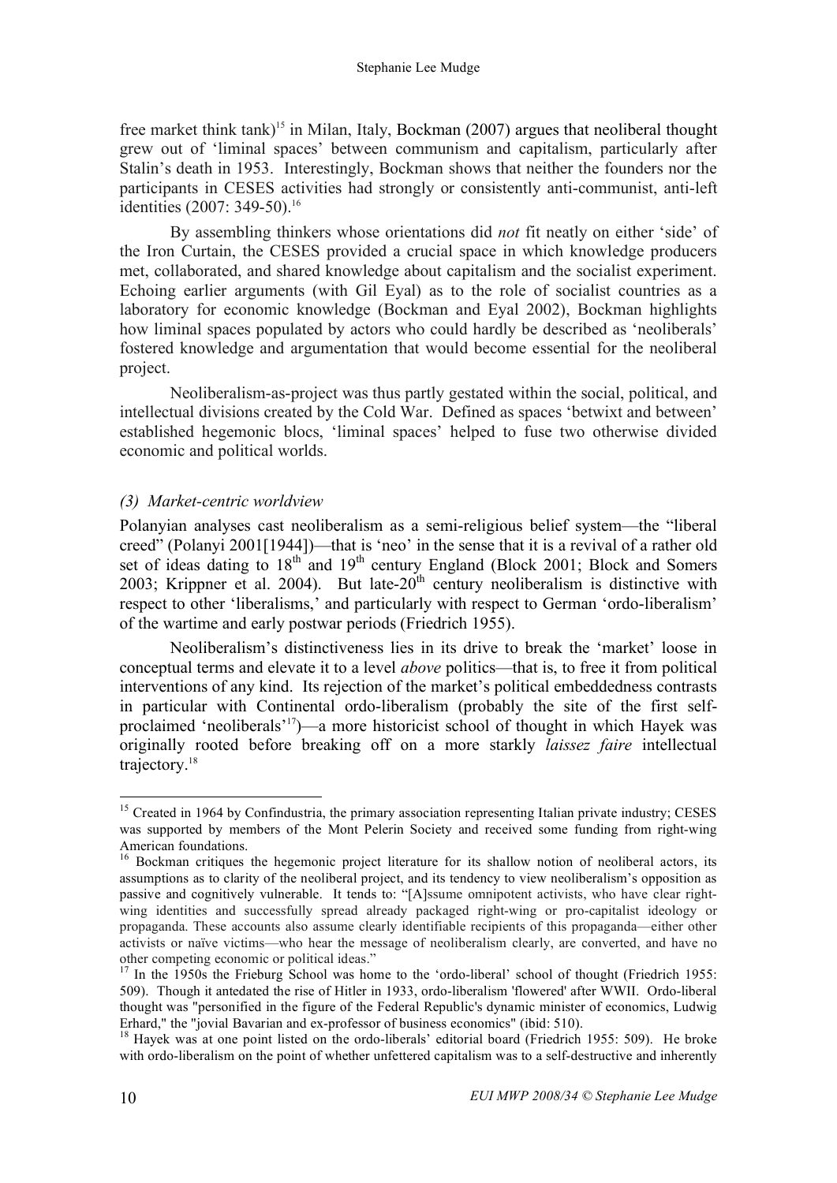free market think tank)[15] in Milan, Italy, Bockman (2007) argues that neoliberal thought grew out of 'liminal spaces' between communism and capitalism, particularly after Stalin's death in 1953. Interestingly, Bockman shows that neither the founders nor the participants in CESES activities had strongly or consistently anti-communist, anti-left identities (2007: 349-50).[16]

By assembling thinkers whose orientations did *not* fit neatly on either 'side' of the Iron Curtain, the CESES provided a crucial space in which knowledge producers met, collaborated, and shared knowledge about capitalism and the socialist experiment. Echoing earlier arguments (with Gil Eyal) as to the role of socialist countries as a laboratory for economic knowledge (Bockman and Eyal 2002), Bockman highlights how liminal spaces populated by actors who could hardly be described as 'neoliberals' fostered knowledge and argumentation that would become essential for the neoliberal project.

Neoliberalism-as-project was thus partly gestated within the social, political, and intellectual divisions created by the Cold War. Defined as spaces 'betwixt and between' established hegemonic blocs, 'liminal spaces' helped to fuse two otherwise divided economic and political worlds.

### *(3) Market-centric worldview*

Polanyian analyses cast neoliberalism as a semi-religious belief system—the "liberal creed" (Polanyi 2001[1944])—that is 'neo' in the sense that it is a revival of a rather old set of ideas dating to 18th and 19th century England (Block 2001; Block and Somers 2003; Krippner et al. 2004). But late-20th century neoliberalism is distinctive with respect to other 'liberalisms,' and particularly with respect to German 'ordo-liberalism' of the wartime and early postwar periods (Friedrich 1955).

Neoliberalism's distinctiveness lies in its drive to break the 'market' loose in conceptual terms and elevate it to a level *above* politics—that is, to free it from political interventions of any kind. Its rejection of the market's political embeddedness contrasts in particular with Continental ordo-liberalism (probably the site of the first self-proclaimed 'neoliberals'[17])—a more historicist school of thought in which Hayek was originally rooted before breaking off on a more starkly *laissez faire* intellectual trajectory.[18]

---

[15] Created in 1964 by Confindustria, the primary association representing Italian private industry; CESES was supported by members of the Mont Pelerin Society and received some funding from right-wing American foundations.

[16] Bockman critiques the hegemonic project literature for its shallow notion of neoliberal actors, its assumptions as to clarity of the neoliberal project, and its tendency to view neoliberalism's opposition as passive and cognitively vulnerable. It tends to: "[A]ssume omnipotent activists, who have clear right-wing identities and successfully spread already packaged right-wing or pro-capitalist ideology or propaganda. These accounts also assume clearly identifiable recipients of this propaganda—either other activists or naïve victims—who hear the message of neoliberalism clearly, are converted, and have no other competing economic or political ideas."

[17] In the 1950s the Frieburg School was home to the 'ordo-liberal' school of thought (Friedrich 1955: 509). Though it antedated the rise of Hitler in 1933, ordo-liberalism 'flowered' after WWII. Ordo-liberal thought was "personified in the figure of the Federal Republic's dynamic minister of economics, Ludwig Erhard," the "jovial Bavarian and ex-professor of business economics" (ibid: 510).

[18] Hayek was at one point listed on the ordo-liberals' editorial board (Friedrich 1955: 509). He broke with ordo-liberalism on the point of whether unfettered capitalism was to a self-destructive and inherently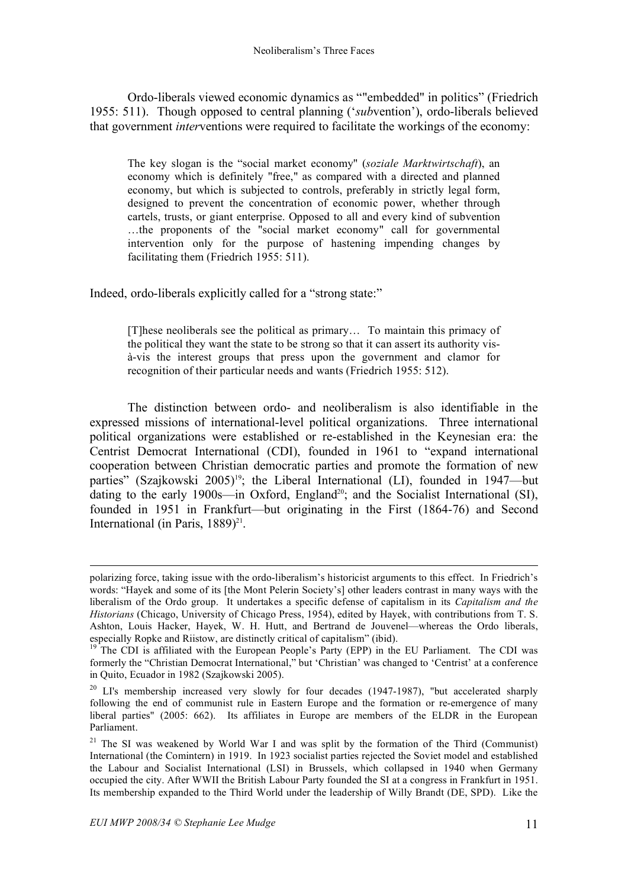Ordo-liberals viewed economic dynamics as ""embedded" in politics" (Friedrich 1955: 511). Though opposed to central planning ('*sub*vention'), ordo-liberals believed that government *inter*ventions were required to facilitate the workings of the economy:

> The key slogan is the "social market economy" (*soziale Marktwirtschaft*), an economy which is definitely "free," as compared with a directed and planned economy, but which is subjected to controls, preferably in strictly legal form, designed to prevent the concentration of economic power, whether through cartels, trusts, or giant enterprise. Opposed to all and every kind of subvention …the proponents of the "social market economy" call for governmental intervention only for the purpose of hastening impending changes by facilitating them (Friedrich 1955: 511).

Indeed, ordo-liberals explicitly called for a "strong state:"

> [T]hese neoliberals see the political as primary… To maintain this primacy of the political they want the state to be strong so that it can assert its authority vis-à-vis the interest groups that press upon the government and clamor for recognition of their particular needs and wants (Friedrich 1955: 512).

The distinction between ordo- and neoliberalism is also identifiable in the expressed missions of international-level political organizations. Three international political organizations were established or re-established in the Keynesian era: the Centrist Democrat International (CDI), founded in 1961 to "expand international cooperation between Christian democratic parties and promote the formation of new parties" (Szajkowski 2005)[19]; the Liberal International (LI), founded in 1947—but dating to the early 1900s—in Oxford, England[20]; and the Socialist International (SI), founded in 1951 in Frankfurt—but originating in the First (1864-76) and Second International (in Paris, 1889)[21].

---

polarizing force, taking issue with the ordo-liberalism's historicist arguments to this effect. In Friedrich's words: "Hayek and some of its [the Mont Pelerin Society's] other leaders contrast in many ways with the liberalism of the Ordo group. It undertakes a specific defense of capitalism in its *Capitalism and the Historians* (Chicago, University of Chicago Press, 1954), edited by Hayek, with contributions from T. S. Ashton, Louis Hacker, Hayek, W. H. Hutt, and Bertrand de Jouvenel—whereas the Ordo liberals, especially Ropke and Riistow, are distinctly critical of capitalism" (ibid).

[19] The CDI is affiliated with the European People's Party (EPP) in the EU Parliament. The CDI was formerly the "Christian Democrat International," but 'Christian' was changed to 'Centrist' at a conference in Quito, Ecuador in 1982 (Szajkowski 2005).

[20] LI's membership increased very slowly for four decades (1947-1987), "but accelerated sharply following the end of communist rule in Eastern Europe and the formation or re-emergence of many liberal parties" (2005: 662). Its affiliates in Europe are members of the ELDR in the European Parliament.

[21] The SI was weakened by World War I and was split by the formation of the Third (Communist) International (the Comintern) in 1919. In 1923 socialist parties rejected the Soviet model and established the Labour and Socialist International (LSI) in Brussels, which collapsed in 1940 when Germany occupied the city. After WWII the British Labour Party founded the SI at a congress in Frankfurt in 1951. Its membership expanded to the Third World under the leadership of Willy Brandt (DE, SPD). Like the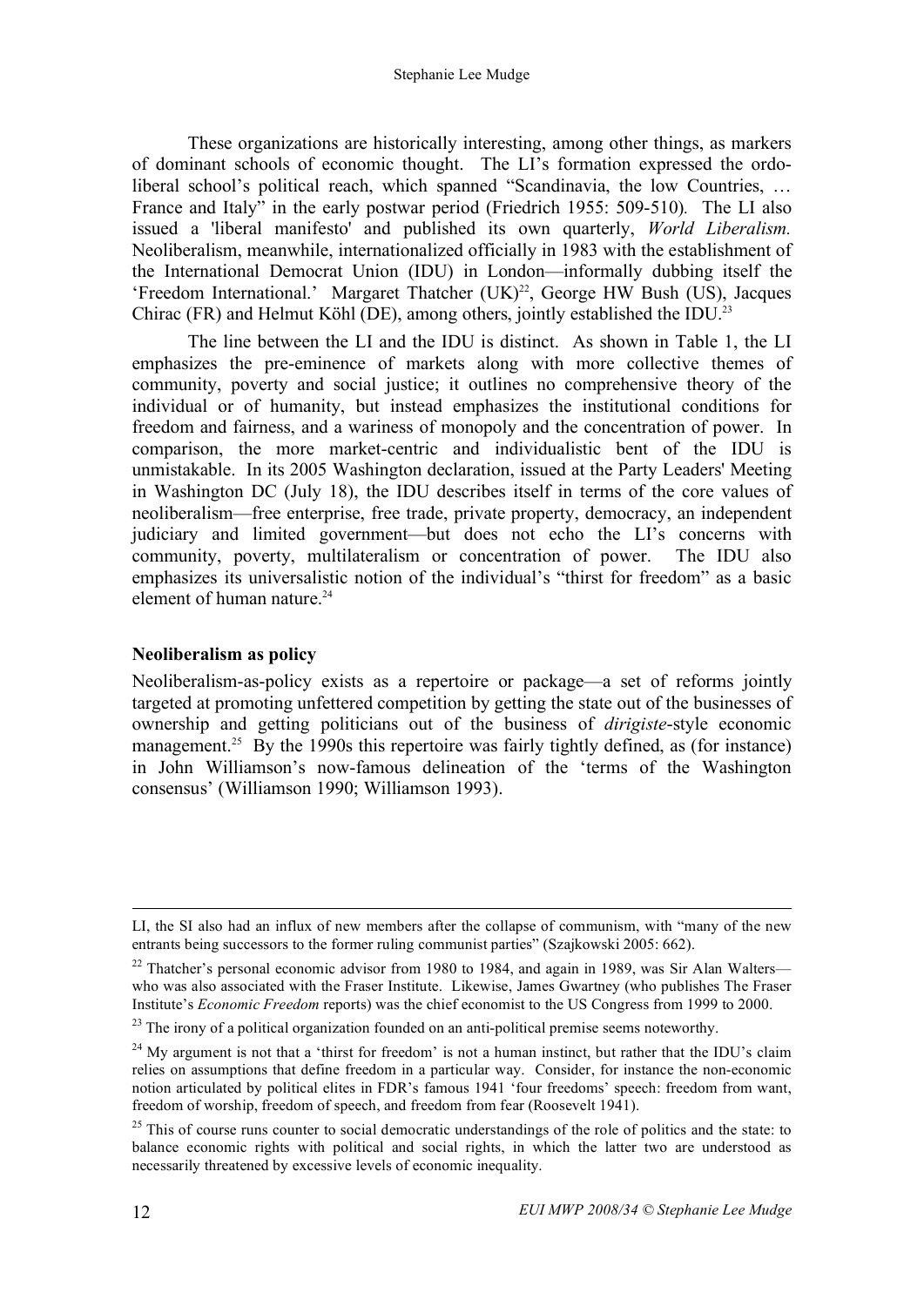These organizations are historically interesting, among other things, as markers of dominant schools of economic thought. The LI's formation expressed the ordo-liberal school's political reach, which spanned "Scandinavia, the low Countries, … France and Italy" in the early postwar period (Friedrich 1955: 509-510). The LI also issued a 'liberal manifesto' and published its own quarterly, *World Liberalism.* Neoliberalism, meanwhile, internationalized officially in 1983 with the establishment of the International Democrat Union (IDU) in London—informally dubbing itself the 'Freedom International.' Margaret Thatcher (UK)[22], George HW Bush (US), Jacques Chirac (FR) and Helmut Köhl (DE), among others, jointly established the IDU.[23]

The line between the LI and the IDU is distinct. As shown in Table 1, the LI emphasizes the pre-eminence of markets along with more collective themes of community, poverty and social justice; it outlines no comprehensive theory of the individual or of humanity, but instead emphasizes the institutional conditions for freedom and fairness, and a wariness of monopoly and the concentration of power. In comparison, the more market-centric and individualistic bent of the IDU is unmistakable. In its 2005 Washington declaration, issued at the Party Leaders' Meeting in Washington DC (July 18), the IDU describes itself in terms of the core values of neoliberalism—free enterprise, free trade, private property, democracy, an independent judiciary and limited government—but does not echo the LI's concerns with community, poverty, multilateralism or concentration of power. The IDU also emphasizes its universalistic notion of the individual's "thirst for freedom" as a basic element of human nature.[24]

## Neoliberalism as policy

Neoliberalism-as-policy exists as a repertoire or package—a set of reforms jointly targeted at promoting unfettered competition by getting the state out of the businesses of ownership and getting politicians out of the business of *dirigiste*-style economic management.[25] By the 1990s this repertoire was fairly tightly defined, as (for instance) in John Williamson's now-famous delineation of the 'terms of the Washington consensus' (Williamson 1990; Williamson 1993).

---

LI, the SI also had an influx of new members after the collapse of communism, with "many of the new entrants being successors to the former ruling communist parties" (Szajkowski 2005: 662).

[22] Thatcher's personal economic advisor from 1980 to 1984, and again in 1989, was Sir Alan Walters—who was also associated with the Fraser Institute. Likewise, James Gwartney (who publishes The Fraser Institute's *Economic Freedom* reports) was the chief economist to the US Congress from 1999 to 2000.

[23] The irony of a political organization founded on an anti-political premise seems noteworthy.

[24] My argument is not that a 'thirst for freedom' is not a human instinct, but rather that the IDU's claim relies on assumptions that define freedom in a particular way. Consider, for instance the non-economic notion articulated by political elites in FDR's famous 1941 'four freedoms' speech: freedom from want, freedom of worship, freedom of speech, and freedom from fear (Roosevelt 1941).

[25] This of course runs counter to social democratic understandings of the role of politics and the state: to balance economic rights with political and social rights, in which the latter two are understood as necessarily threatened by excessive levels of economic inequality.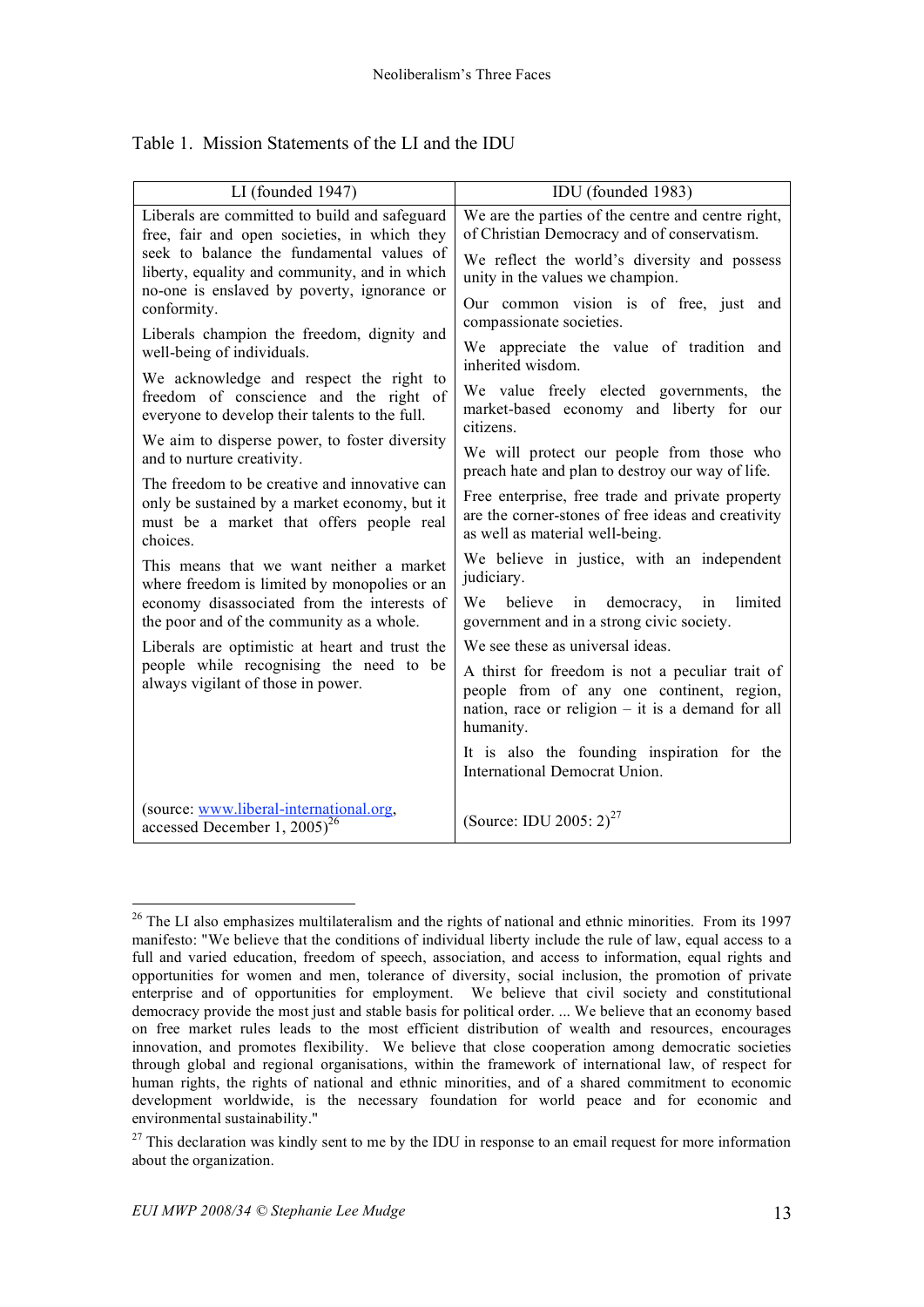Table 1. Mission Statements of the LI and the IDU

| LI (founded 1947) | IDU (founded 1983) |
|---|---|
| Liberals are committed to build and safeguard free, fair and open societies, in which they seek to balance the fundamental values of liberty, equality and community, and in which no-one is enslaved by poverty, ignorance or conformity. | We are the parties of the centre and centre right, of Christian Democracy and of conservatism. We reflect the world's diversity and possess unity in the values we champion. Our common vision is of free, just and compassionate societies. |
| Liberals champion the freedom, dignity and well-being of individuals. | We appreciate the value of tradition and inherited wisdom. |
| We acknowledge and respect the right to freedom of conscience and the right of everyone to develop their talents to the full. | We value freely elected governments, the market-based economy and liberty for our citizens. |
| We aim to disperse power, to foster diversity and to nurture creativity. | We will protect our people from those who preach hate and plan to destroy our way of life. |
| The freedom to be creative and innovative can only be sustained by a market economy, but it must be a market that offers people real choices. | Free enterprise, free trade and private property are the corner-stones of free ideas and creativity as well as material well-being. |
| This means that we want neither a market where freedom is limited by monopolies or an economy disassociated from the interests of the poor and of the community as a whole. | We believe in justice, with an independent judiciary. We believe in democracy, in limited government and in a strong civic society. |
| Liberals are optimistic at heart and trust the people while recognising the need to be always vigilant of those in power. | We see these as universal ideas. A thirst for freedom is not a peculiar trait of people from of any one continent, region, nation, race or religion – it is a demand for all humanity. It is also the founding inspiration for the International Democrat Union. |
| (source: www.liberal-international.org, accessed December 1, 2005)[26] | (Source: IDU 2005: 2)[27] |

[26] The LI also emphasizes multilateralism and the rights of national and ethnic minorities. From its 1997 manifesto: "We believe that the conditions of individual liberty include the rule of law, equal access to a full and varied education, freedom of speech, association, and access to information, equal rights and opportunities for women and men, tolerance of diversity, social inclusion, the promotion of private enterprise and of opportunities for employment. We believe that civil society and constitutional democracy provide the most just and stable basis for political order. ... We believe that an economy based on free market rules leads to the most efficient distribution of wealth and resources, encourages innovation, and promotes flexibility. We believe that close cooperation among democratic societies through global and regional organisations, within the framework of international law, of respect for human rights, the rights of national and ethnic minorities, and of a shared commitment to economic development worldwide, is the necessary foundation for world peace and for economic and environmental sustainability."

[27] This declaration was kindly sent to me by the IDU in response to an email request for more information about the organization.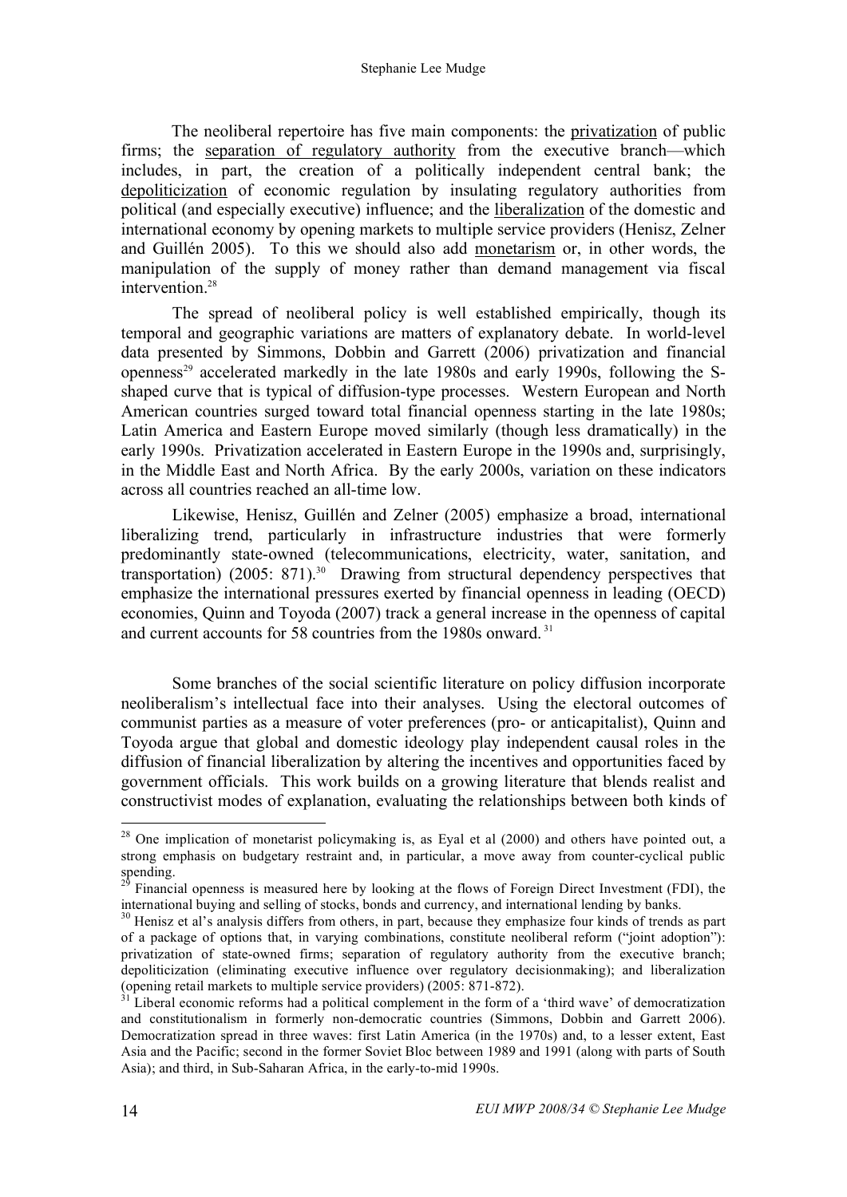The neoliberal repertoire has five main components: the privatization of public firms; the separation of regulatory authority from the executive branch—which includes, in part, the creation of a politically independent central bank; the depoliticization of economic regulation by insulating regulatory authorities from political (and especially executive) influence; and the liberalization of the domestic and international economy by opening markets to multiple service providers (Henisz, Zelner and Guillén 2005). To this we should also add monetarism or, in other words, the manipulation of the supply of money rather than demand management via fiscal intervention.[28]

The spread of neoliberal policy is well established empirically, though its temporal and geographic variations are matters of explanatory debate. In world-level data presented by Simmons, Dobbin and Garrett (2006) privatization and financial openness[29] accelerated markedly in the late 1980s and early 1990s, following the S-shaped curve that is typical of diffusion-type processes. Western European and North American countries surged toward total financial openness starting in the late 1980s; Latin America and Eastern Europe moved similarly (though less dramatically) in the early 1990s. Privatization accelerated in Eastern Europe in the 1990s and, surprisingly, in the Middle East and North Africa. By the early 2000s, variation on these indicators across all countries reached an all-time low.

Likewise, Henisz, Guillén and Zelner (2005) emphasize a broad, international liberalizing trend, particularly in infrastructure industries that were formerly predominantly state-owned (telecommunications, electricity, water, sanitation, and transportation) (2005: 871).[30] Drawing from structural dependency perspectives that emphasize the international pressures exerted by financial openness in leading (OECD) economies, Quinn and Toyoda (2007) track a general increase in the openness of capital and current accounts for 58 countries from the 1980s onward.[31]

Some branches of the social scientific literature on policy diffusion incorporate neoliberalism's intellectual face into their analyses. Using the electoral outcomes of communist parties as a measure of voter preferences (pro- or anticapitalist), Quinn and Toyoda argue that global and domestic ideology play independent causal roles in the diffusion of financial liberalization by altering the incentives and opportunities faced by government officials. This work builds on a growing literature that blends realist and constructivist modes of explanation, evaluating the relationships between both kinds of

---

[28] One implication of monetarist policymaking is, as Eyal et al (2000) and others have pointed out, a strong emphasis on budgetary restraint and, in particular, a move away from counter-cyclical public spending.

[29] Financial openness is measured here by looking at the flows of Foreign Direct Investment (FDI), the international buying and selling of stocks, bonds and currency, and international lending by banks.

[30] Henisz et al's analysis differs from others, in part, because they emphasize four kinds of trends as part of a package of options that, in varying combinations, constitute neoliberal reform ("joint adoption"): privatization of state-owned firms; separation of regulatory authority from the executive branch; depoliticization (eliminating executive influence over regulatory decisionmaking); and liberalization (opening retail markets to multiple service providers) (2005: 871-872).

[31] Liberal economic reforms had a political complement in the form of a 'third wave' of democratization and constitutionalism in formerly non-democratic countries (Simmons, Dobbin and Garrett 2006). Democratization spread in three waves: first Latin America (in the 1970s) and, to a lesser extent, East Asia and the Pacific; second in the former Soviet Bloc between 1989 and 1991 (along with parts of South Asia); and third, in Sub-Saharan Africa, in the early-to-mid 1990s.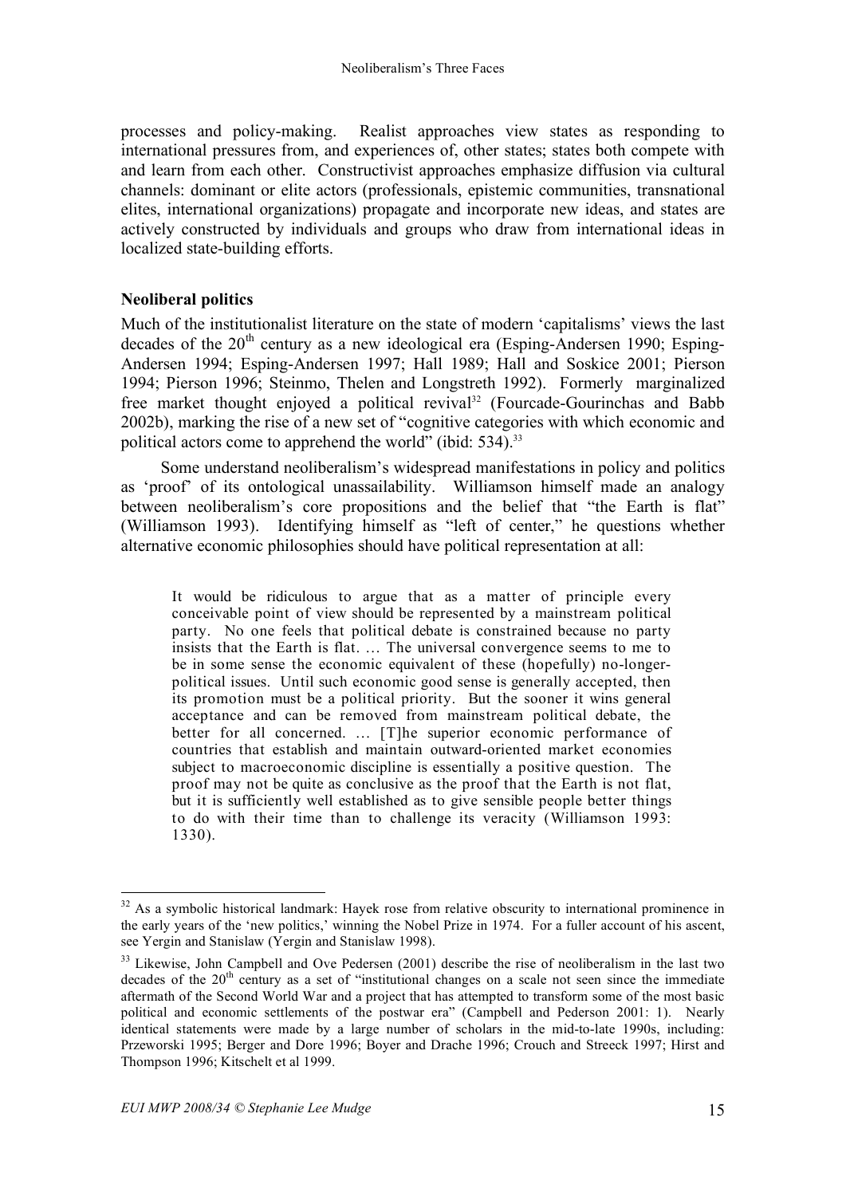processes and policy-making. Realist approaches view states as responding to international pressures from, and experiences of, other states; states both compete with and learn from each other. Constructivist approaches emphasize diffusion via cultural channels: dominant or elite actors (professionals, epistemic communities, transnational elites, international organizations) propagate and incorporate new ideas, and states are actively constructed by individuals and groups who draw from international ideas in localized state-building efforts.

**Neoliberal politics**

Much of the institutionalist literature on the state of modern 'capitalisms' views the last decades of the 20th century as a new ideological era (Esping-Andersen 1990; Esping-Andersen 1994; Esping-Andersen 1997; Hall 1989; Hall and Soskice 2001; Pierson 1994; Pierson 1996; Steinmo, Thelen and Longstreth 1992). Formerly marginalized free market thought enjoyed a political revival[32] (Fourcade-Gourinchas and Babb 2002b), marking the rise of a new set of "cognitive categories with which economic and political actors come to apprehend the world" (ibid: 534).[33]

Some understand neoliberalism's widespread manifestations in policy and politics as 'proof' of its ontological unassailability. Williamson himself made an analogy between neoliberalism's core propositions and the belief that "the Earth is flat" (Williamson 1993). Identifying himself as "left of center," he questions whether alternative economic philosophies should have political representation at all:

> It would be ridiculous to argue that as a matter of principle every conceivable point of view should be represented by a mainstream political party. No one feels that political debate is constrained because no party insists that the Earth is flat. … The universal convergence seems to me to be in some sense the economic equivalent of these (hopefully) no-longer-political issues. Until such economic good sense is generally accepted, then its promotion must be a political priority. But the sooner it wins general acceptance and can be removed from mainstream political debate, the better for all concerned. … [T]he superior economic performance of countries that establish and maintain outward-oriented market economies subject to macroeconomic discipline is essentially a positive question. The proof may not be quite as conclusive as the proof that the Earth is not flat, but it is sufficiently well established as to give sensible people better things to do with their time than to challenge its veracity (Williamson 1993: 1330).

[32] As a symbolic historical landmark: Hayek rose from relative obscurity to international prominence in the early years of the 'new politics,' winning the Nobel Prize in 1974. For a fuller account of his ascent, see Yergin and Stanislaw (Yergin and Stanislaw 1998).

[33] Likewise, John Campbell and Ove Pedersen (2001) describe the rise of neoliberalism in the last two decades of the 20th century as a set of "institutional changes on a scale not seen since the immediate aftermath of the Second World War and a project that has attempted to transform some of the most basic political and economic settlements of the postwar era" (Campbell and Pederson 2001: 1). Nearly identical statements were made by a large number of scholars in the mid-to-late 1990s, including: Przeworski 1995; Berger and Dore 1996; Boyer and Drache 1996; Crouch and Streeck 1997; Hirst and Thompson 1996; Kitschelt et al 1999.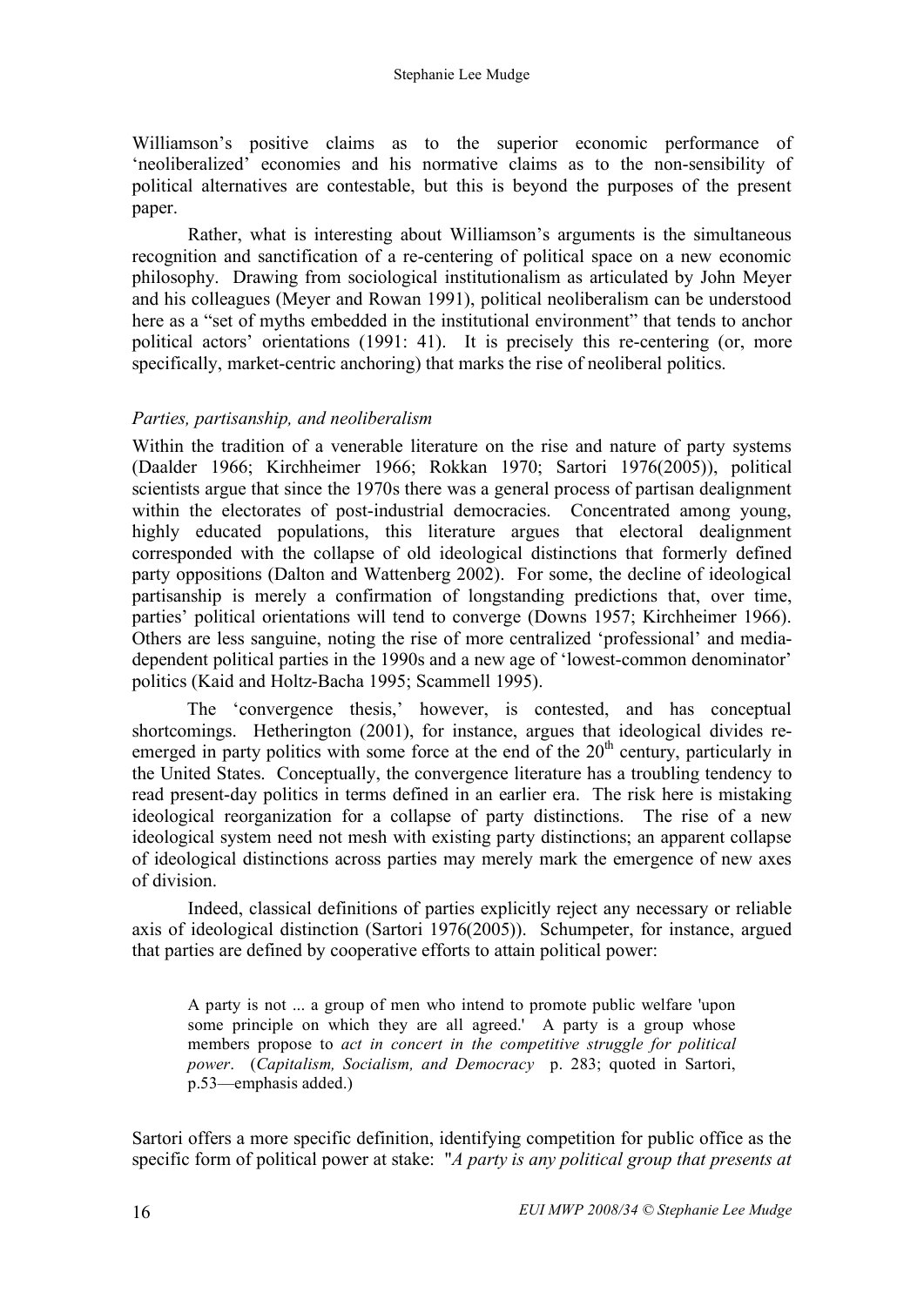Williamson's positive claims as to the superior economic performance of 'neoliberalized' economies and his normative claims as to the non-sensibility of political alternatives are contestable, but this is beyond the purposes of the present paper.

Rather, what is interesting about Williamson's arguments is the simultaneous recognition and sanctification of a re-centering of political space on a new economic philosophy. Drawing from sociological institutionalism as articulated by John Meyer and his colleagues (Meyer and Rowan 1991), political neoliberalism can be understood here as a "set of myths embedded in the institutional environment" that tends to anchor political actors' orientations (1991: 41). It is precisely this re-centering (or, more specifically, market-centric anchoring) that marks the rise of neoliberal politics.

### *Parties, partisanship, and neoliberalism*

Within the tradition of a venerable literature on the rise and nature of party systems (Daalder 1966; Kirchheimer 1966; Rokkan 1970; Sartori 1976(2005)), political scientists argue that since the 1970s there was a general process of partisan dealignment within the electorates of post-industrial democracies. Concentrated among young, highly educated populations, this literature argues that electoral dealignment corresponded with the collapse of old ideological distinctions that formerly defined party oppositions (Dalton and Wattenberg 2002). For some, the decline of ideological partisanship is merely a confirmation of longstanding predictions that, over time, parties' political orientations will tend to converge (Downs 1957; Kirchheimer 1966). Others are less sanguine, noting the rise of more centralized 'professional' and media-dependent political parties in the 1990s and a new age of 'lowest-common denominator' politics (Kaid and Holtz-Bacha 1995; Scammell 1995).

The 'convergence thesis,' however, is contested, and has conceptual shortcomings. Hetherington (2001), for instance, argues that ideological divides re-emerged in party politics with some force at the end of the 20th century, particularly in the United States. Conceptually, the convergence literature has a troubling tendency to read present-day politics in terms defined in an earlier era. The risk here is mistaking ideological reorganization for a collapse of party distinctions. The rise of a new ideological system need not mesh with existing party distinctions; an apparent collapse of ideological distinctions across parties may merely mark the emergence of new axes of division.

Indeed, classical definitions of parties explicitly reject any necessary or reliable axis of ideological distinction (Sartori 1976(2005)). Schumpeter, for instance, argued that parties are defined by cooperative efforts to attain political power:

> A party is not ... a group of men who intend to promote public welfare 'upon some principle on which they are all agreed.' A party is a group whose members propose to *act in concert in the competitive struggle for political power*. (*Capitalism, Socialism, and Democracy* p. 283; quoted in Sartori, p.53—emphasis added.)

Sartori offers a more specific definition, identifying competition for public office as the specific form of political power at stake: "*A party is any political group that presents at*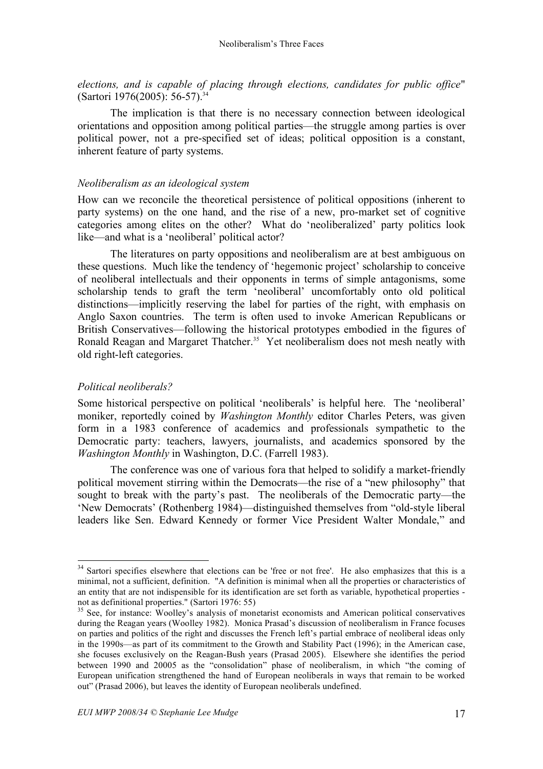*elections, and is capable of placing through elections, candidates for public office*" (Sartori 1976(2005): 56-57).[34]

The implication is that there is no necessary connection between ideological orientations and opposition among political parties—the struggle among parties is over political power, not a pre-specified set of ideas; political opposition is a constant, inherent feature of party systems.

*Neoliberalism as an ideological system*

How can we reconcile the theoretical persistence of political oppositions (inherent to party systems) on the one hand, and the rise of a new, pro-market set of cognitive categories among elites on the other? What do 'neoliberalized' party politics look like—and what is a 'neoliberal' political actor?

The literatures on party oppositions and neoliberalism are at best ambiguous on these questions. Much like the tendency of 'hegemonic project' scholarship to conceive of neoliberal intellectuals and their opponents in terms of simple antagonisms, some scholarship tends to graft the term 'neoliberal' uncomfortably onto old political distinctions—implicitly reserving the label for parties of the right, with emphasis on Anglo Saxon countries. The term is often used to invoke American Republicans or British Conservatives—following the historical prototypes embodied in the figures of Ronald Reagan and Margaret Thatcher.[35] Yet neoliberalism does not mesh neatly with old right-left categories.

*Political neoliberals?*

Some historical perspective on political 'neoliberals' is helpful here. The 'neoliberal' moniker, reportedly coined by *Washington Monthly* editor Charles Peters, was given form in a 1983 conference of academics and professionals sympathetic to the Democratic party: teachers, lawyers, journalists, and academics sponsored by the *Washington Monthly* in Washington, D.C. (Farrell 1983).

The conference was one of various fora that helped to solidify a market-friendly political movement stirring within the Democrats—the rise of a "new philosophy" that sought to break with the party's past. The neoliberals of the Democratic party—the 'New Democrats' (Rothenberg 1984)—distinguished themselves from "old-style liberal leaders like Sen. Edward Kennedy or former Vice President Walter Mondale," and

---

[34] Sartori specifies elsewhere that elections can be 'free or not free'. He also emphasizes that this is a minimal, not a sufficient, definition. "A definition is minimal when all the properties or characteristics of an entity that are not indispensible for its identification are set forth as variable, hypothetical properties - not as definitional properties." (Sartori 1976: 55)

[35] See, for instance: Woolley's analysis of monetarist economists and American political conservatives during the Reagan years (Woolley 1982). Monica Prasad's discussion of neoliberalism in France focuses on parties and politics of the right and discusses the French left's partial embrace of neoliberal ideas only in the 1990s—as part of its commitment to the Growth and Stability Pact (1996); in the American case, she focuses exclusively on the Reagan-Bush years (Prasad 2005). Elsewhere she identifies the period between 1990 and 20005 as the "consolidation" phase of neoliberalism, in which "the coming of European unification strengthened the hand of European neoliberals in ways that remain to be worked out" (Prasad 2006), but leaves the identity of European neoliberals undefined.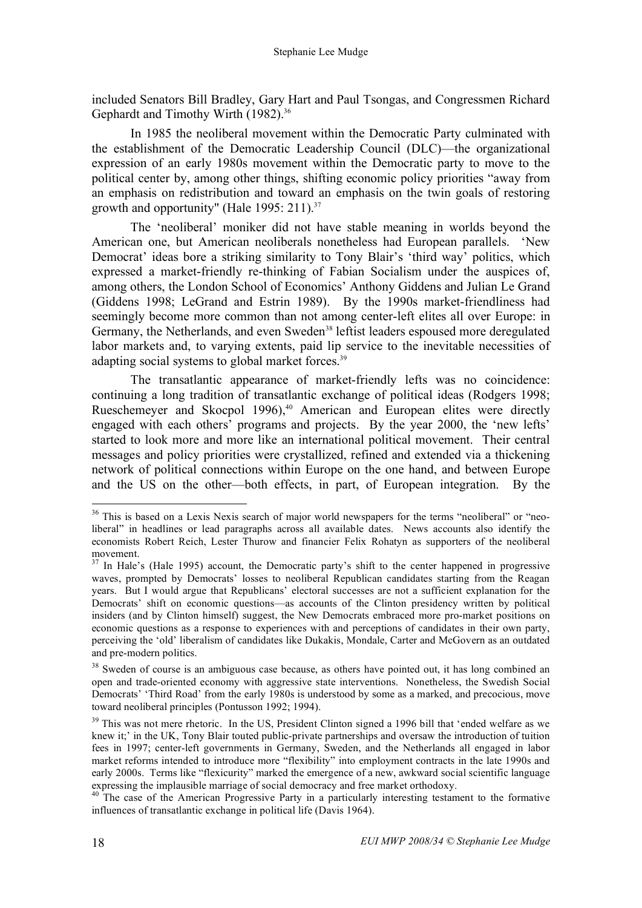included Senators Bill Bradley, Gary Hart and Paul Tsongas, and Congressmen Richard Gephardt and Timothy Wirth (1982).[36]

In 1985 the neoliberal movement within the Democratic Party culminated with the establishment of the Democratic Leadership Council (DLC)—the organizational expression of an early 1980s movement within the Democratic party to move to the political center by, among other things, shifting economic policy priorities "away from an emphasis on redistribution and toward an emphasis on the twin goals of restoring growth and opportunity" (Hale 1995: 211).[37]

The 'neoliberal' moniker did not have stable meaning in worlds beyond the American one, but American neoliberals nonetheless had European parallels. 'New Democrat' ideas bore a striking similarity to Tony Blair's 'third way' politics, which expressed a market-friendly re-thinking of Fabian Socialism under the auspices of, among others, the London School of Economics' Anthony Giddens and Julian Le Grand (Giddens 1998; LeGrand and Estrin 1989). By the 1990s market-friendliness had seemingly become more common than not among center-left elites all over Europe: in Germany, the Netherlands, and even Sweden[38] leftist leaders espoused more deregulated labor markets and, to varying extents, paid lip service to the inevitable necessities of adapting social systems to global market forces.[39]

The transatlantic appearance of market-friendly lefts was no coincidence: continuing a long tradition of transatlantic exchange of political ideas (Rodgers 1998; Rueschemeyer and Skocpol 1996),[40] American and European elites were directly engaged with each others' programs and projects. By the year 2000, the 'new lefts' started to look more and more like an international political movement. Their central messages and policy priorities were crystallized, refined and extended via a thickening network of political connections within Europe on the one hand, and between Europe and the US on the other—both effects, in part, of European integration. By the

---

[36] This is based on a Lexis Nexis search of major world newspapers for the terms "neoliberal" or "neo-liberal" in headlines or lead paragraphs across all available dates. News accounts also identify the economists Robert Reich, Lester Thurow and financier Felix Rohatyn as supporters of the neoliberal movement.

[37] In Hale's (Hale 1995) account, the Democratic party's shift to the center happened in progressive waves, prompted by Democrats' losses to neoliberal Republican candidates starting from the Reagan years. But I would argue that Republicans' electoral successes are not a sufficient explanation for the Democrats' shift on economic questions—as accounts of the Clinton presidency written by political insiders (and by Clinton himself) suggest, the New Democrats embraced more pro-market positions on economic questions as a response to experiences with and perceptions of candidates in their own party, perceiving the 'old' liberalism of candidates like Dukakis, Mondale, Carter and McGovern as an outdated and pre-modern politics.

[38] Sweden of course is an ambiguous case because, as others have pointed out, it has long combined an open and trade-oriented economy with aggressive state interventions. Nonetheless, the Swedish Social Democrats' 'Third Road' from the early 1980s is understood by some as a marked, and precocious, move toward neoliberal principles (Pontusson 1992; 1994).

[39] This was not mere rhetoric. In the US, President Clinton signed a 1996 bill that 'ended welfare as we knew it;' in the UK, Tony Blair touted public-private partnerships and oversaw the introduction of tuition fees in 1997; center-left governments in Germany, Sweden, and the Netherlands all engaged in labor market reforms intended to introduce more "flexibility" into employment contracts in the late 1990s and early 2000s. Terms like "flexicurity" marked the emergence of a new, awkward social scientific language expressing the implausible marriage of social democracy and free market orthodoxy.

[40] The case of the American Progressive Party in a particularly interesting testament to the formative influences of transatlantic exchange in political life (Davis 1964).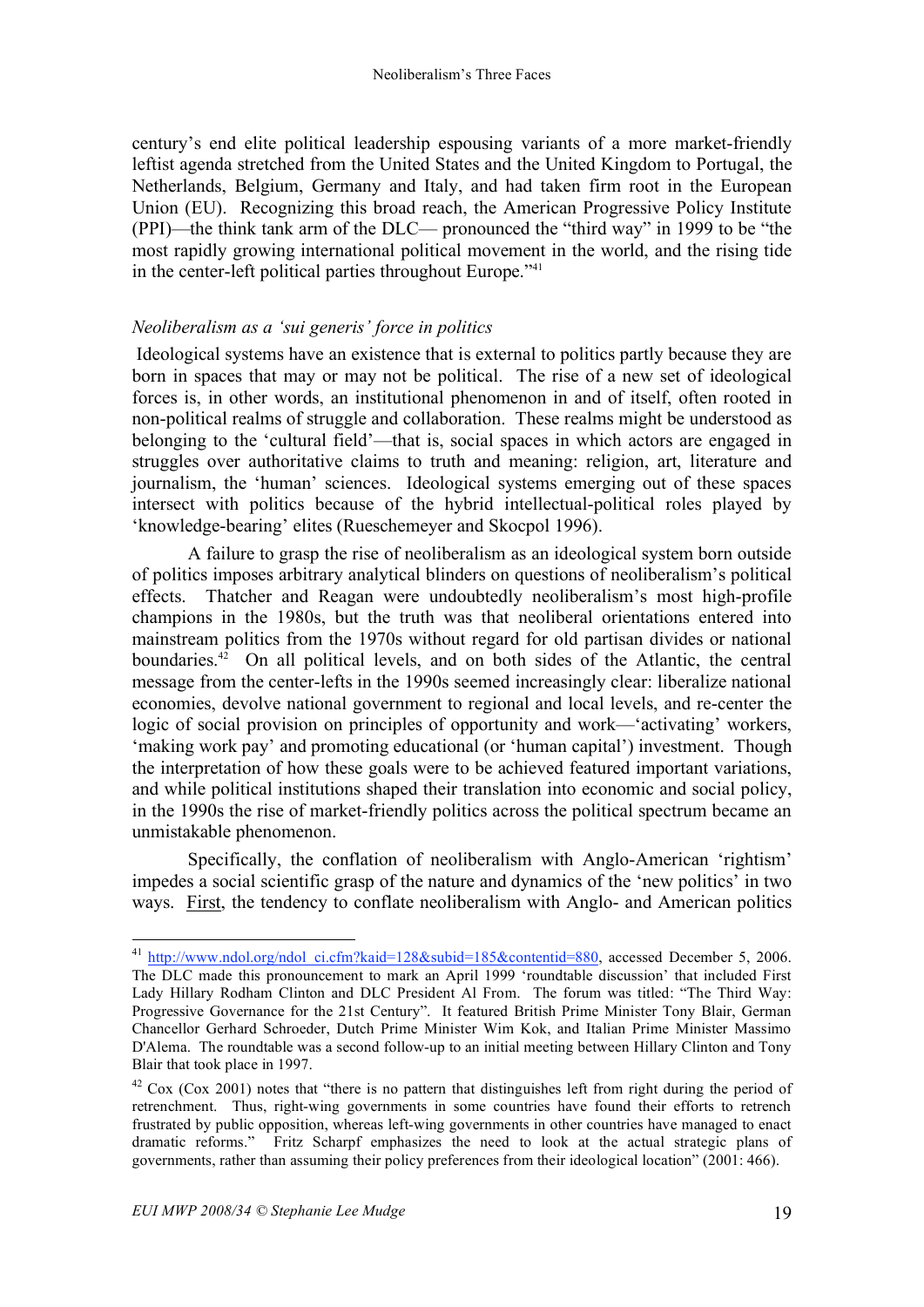century's end elite political leadership espousing variants of a more market-friendly leftist agenda stretched from the United States and the United Kingdom to Portugal, the Netherlands, Belgium, Germany and Italy, and had taken firm root in the European Union (EU). Recognizing this broad reach, the American Progressive Policy Institute (PPI)—the think tank arm of the DLC— pronounced the "third way" in 1999 to be "the most rapidly growing international political movement in the world, and the rising tide in the center-left political parties throughout Europe."[41]

### *Neoliberalism as a 'sui generis' force in politics*

Ideological systems have an existence that is external to politics partly because they are born in spaces that may or may not be political. The rise of a new set of ideological forces is, in other words, an institutional phenomenon in and of itself, often rooted in non-political realms of struggle and collaboration. These realms might be understood as belonging to the 'cultural field'—that is, social spaces in which actors are engaged in struggles over authoritative claims to truth and meaning: religion, art, literature and journalism, the 'human' sciences. Ideological systems emerging out of these spaces intersect with politics because of the hybrid intellectual-political roles played by 'knowledge-bearing' elites (Rueschemeyer and Skocpol 1996).

A failure to grasp the rise of neoliberalism as an ideological system born outside of politics imposes arbitrary analytical blinders on questions of neoliberalism's political effects. Thatcher and Reagan were undoubtedly neoliberalism's most high-profile champions in the 1980s, but the truth was that neoliberal orientations entered into mainstream politics from the 1970s without regard for old partisan divides or national boundaries.[42] On all political levels, and on both sides of the Atlantic, the central message from the center-lefts in the 1990s seemed increasingly clear: liberalize national economies, devolve national government to regional and local levels, and re-center the logic of social provision on principles of opportunity and work—'activating' workers, 'making work pay' and promoting educational (or 'human capital') investment. Though the interpretation of how these goals were to be achieved featured important variations, and while political institutions shaped their translation into economic and social policy, in the 1990s the rise of market-friendly politics across the political spectrum became an unmistakable phenomenon.

Specifically, the conflation of neoliberalism with Anglo-American 'rightism' impedes a social scientific grasp of the nature and dynamics of the 'new politics' in two ways. First, the tendency to conflate neoliberalism with Anglo- and American politics

---

[41] http://www.ndol.org/ndol_ci.cfm?kaid=128&subid=185&contentid=880, accessed December 5, 2006. The DLC made this pronouncement to mark an April 1999 'roundtable discussion' that included First Lady Hillary Rodham Clinton and DLC President Al From. The forum was titled: "The Third Way: Progressive Governance for the 21st Century". It featured British Prime Minister Tony Blair, German Chancellor Gerhard Schroeder, Dutch Prime Minister Wim Kok, and Italian Prime Minister Massimo D'Alema. The roundtable was a second follow-up to an initial meeting between Hillary Clinton and Tony Blair that took place in 1997.

[42] Cox (Cox 2001) notes that "there is no pattern that distinguishes left from right during the period of retrenchment. Thus, right-wing governments in some countries have found their efforts to retrench frustrated by public opposition, whereas left-wing governments in other countries have managed to enact dramatic reforms." Fritz Scharpf emphasizes the need to look at the actual strategic plans of governments, rather than assuming their policy preferences from their ideological location" (2001: 466).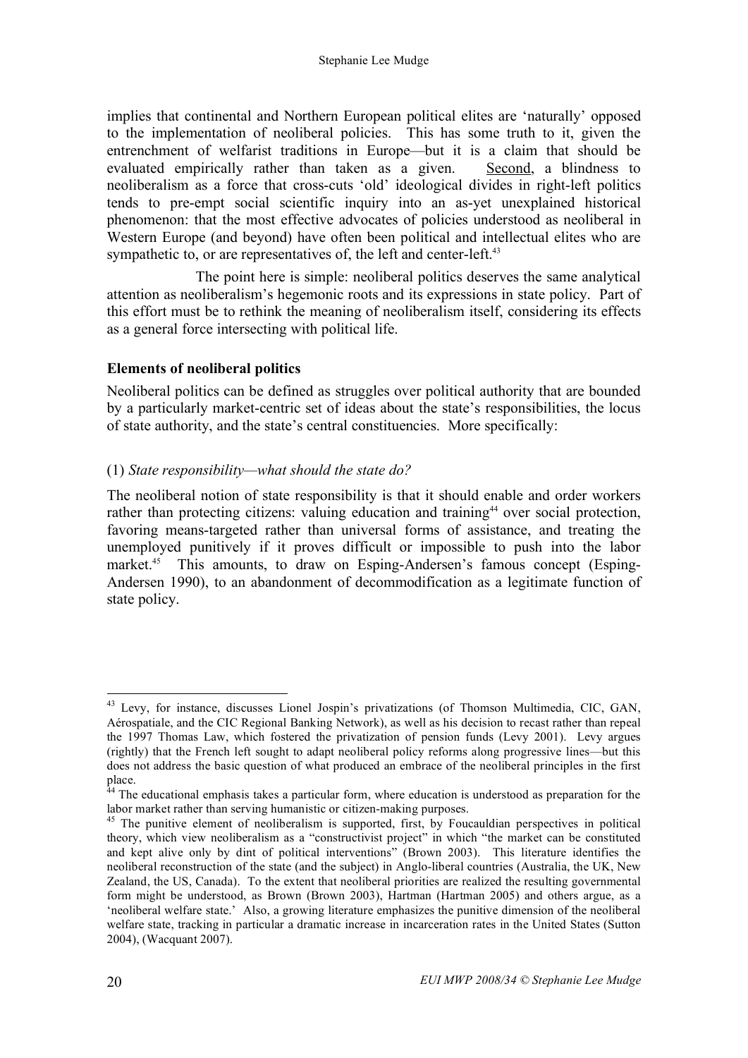implies that continental and Northern European political elites are 'naturally' opposed to the implementation of neoliberal policies. This has some truth to it, given the entrenchment of welfarist traditions in Europe—but it is a claim that should be evaluated empirically rather than taken as a given. Second, a blindness to neoliberalism as a force that cross-cuts 'old' ideological divides in right-left politics tends to pre-empt social scientific inquiry into an as-yet unexplained historical phenomenon: that the most effective advocates of policies understood as neoliberal in Western Europe (and beyond) have often been political and intellectual elites who are sympathetic to, or are representatives of, the left and center-left.[43]

The point here is simple: neoliberal politics deserves the same analytical attention as neoliberalism's hegemonic roots and its expressions in state policy. Part of this effort must be to rethink the meaning of neoliberalism itself, considering its effects as a general force intersecting with political life.

### Elements of neoliberal politics

Neoliberal politics can be defined as struggles over political authority that are bounded by a particularly market-centric set of ideas about the state's responsibilities, the locus of state authority, and the state's central constituencies. More specifically:

(1) *State responsibility—what should the state do?*

The neoliberal notion of state responsibility is that it should enable and order workers rather than protecting citizens: valuing education and training[44] over social protection, favoring means-targeted rather than universal forms of assistance, and treating the unemployed punitively if it proves difficult or impossible to push into the labor market.[45] This amounts, to draw on Esping-Andersen's famous concept (Esping-Andersen 1990), to an abandonment of decommodification as a legitimate function of state policy.

---

[43] Levy, for instance, discusses Lionel Jospin's privatizations (of Thomson Multimedia, CIC, GAN, Aérospatiale, and the CIC Regional Banking Network), as well as his decision to recast rather than repeal the 1997 Thomas Law, which fostered the privatization of pension funds (Levy 2001). Levy argues (rightly) that the French left sought to adapt neoliberal policy reforms along progressive lines—but this does not address the basic question of what produced an embrace of the neoliberal principles in the first place.

[44] The educational emphasis takes a particular form, where education is understood as preparation for the labor market rather than serving humanistic or citizen-making purposes.

[45] The punitive element of neoliberalism is supported, first, by Foucauldian perspectives in political theory, which view neoliberalism as a "constructivist project" in which "the market can be constituted and kept alive only by dint of political interventions" (Brown 2003). This literature identifies the neoliberal reconstruction of the state (and the subject) in Anglo-liberal countries (Australia, the UK, New Zealand, the US, Canada). To the extent that neoliberal priorities are realized the resulting governmental form might be understood, as Brown (Brown 2003), Hartman (Hartman 2005) and others argue, as a 'neoliberal welfare state.' Also, a growing literature emphasizes the punitive dimension of the neoliberal welfare state, tracking in particular a dramatic increase in incarceration rates in the United States (Sutton 2004), (Wacquant 2007).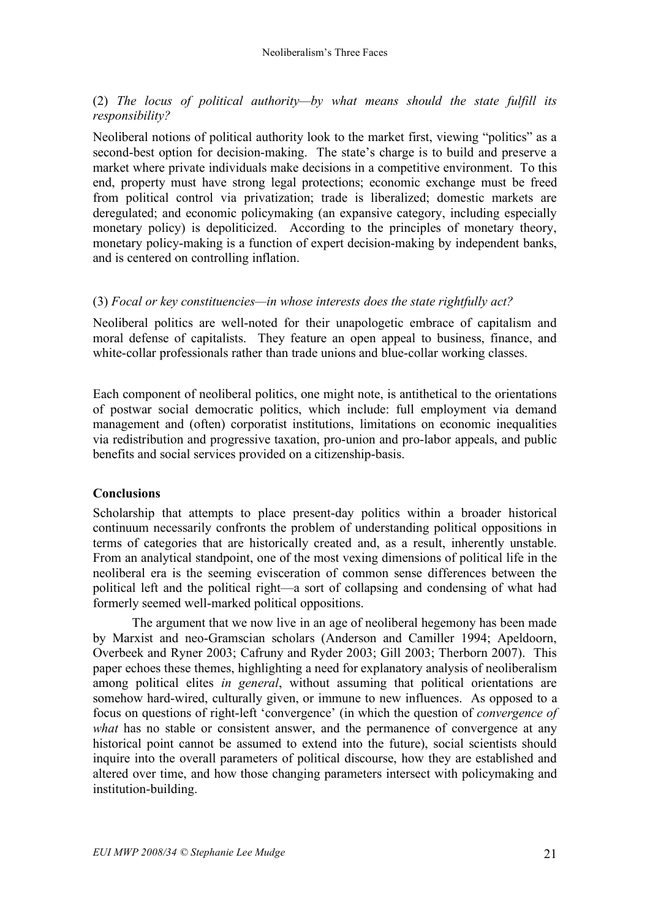(2) *The locus of political authority—by what means should the state fulfill its responsibility?*

Neoliberal notions of political authority look to the market first, viewing "politics" as a second-best option for decision-making. The state's charge is to build and preserve a market where private individuals make decisions in a competitive environment. To this end, property must have strong legal protections; economic exchange must be freed from political control via privatization; trade is liberalized; domestic markets are deregulated; and economic policymaking (an expansive category, including especially monetary policy) is depoliticized. According to the principles of monetary theory, monetary policy-making is a function of expert decision-making by independent banks, and is centered on controlling inflation.

(3) *Focal or key constituencies—in whose interests does the state rightfully act?*

Neoliberal politics are well-noted for their unapologetic embrace of capitalism and moral defense of capitalists. They feature an open appeal to business, finance, and white-collar professionals rather than trade unions and blue-collar working classes.

Each component of neoliberal politics, one might note, is antithetical to the orientations of postwar social democratic politics, which include: full employment via demand management and (often) corporatist institutions, limitations on economic inequalities via redistribution and progressive taxation, pro-union and pro-labor appeals, and public benefits and social services provided on a citizenship-basis.

**Conclusions**

Scholarship that attempts to place present-day politics within a broader historical continuum necessarily confronts the problem of understanding political oppositions in terms of categories that are historically created and, as a result, inherently unstable. From an analytical standpoint, one of the most vexing dimensions of political life in the neoliberal era is the seeming evisceration of common sense differences between the political left and the political right—a sort of collapsing and condensing of what had formerly seemed well-marked political oppositions.

The argument that we now live in an age of neoliberal hegemony has been made by Marxist and neo-Gramscian scholars (Anderson and Camiller 1994; Apeldoorn, Overbeek and Ryner 2003; Cafruny and Ryder 2003; Gill 2003; Therborn 2007). This paper echoes these themes, highlighting a need for explanatory analysis of neoliberalism among political elites *in general*, without assuming that political orientations are somehow hard-wired, culturally given, or immune to new influences. As opposed to a focus on questions of right-left 'convergence' (in which the question of *convergence of what* has no stable or consistent answer, and the permanence of convergence at any historical point cannot be assumed to extend into the future), social scientists should inquire into the overall parameters of political discourse, how they are established and altered over time, and how those changing parameters intersect with policymaking and institution-building.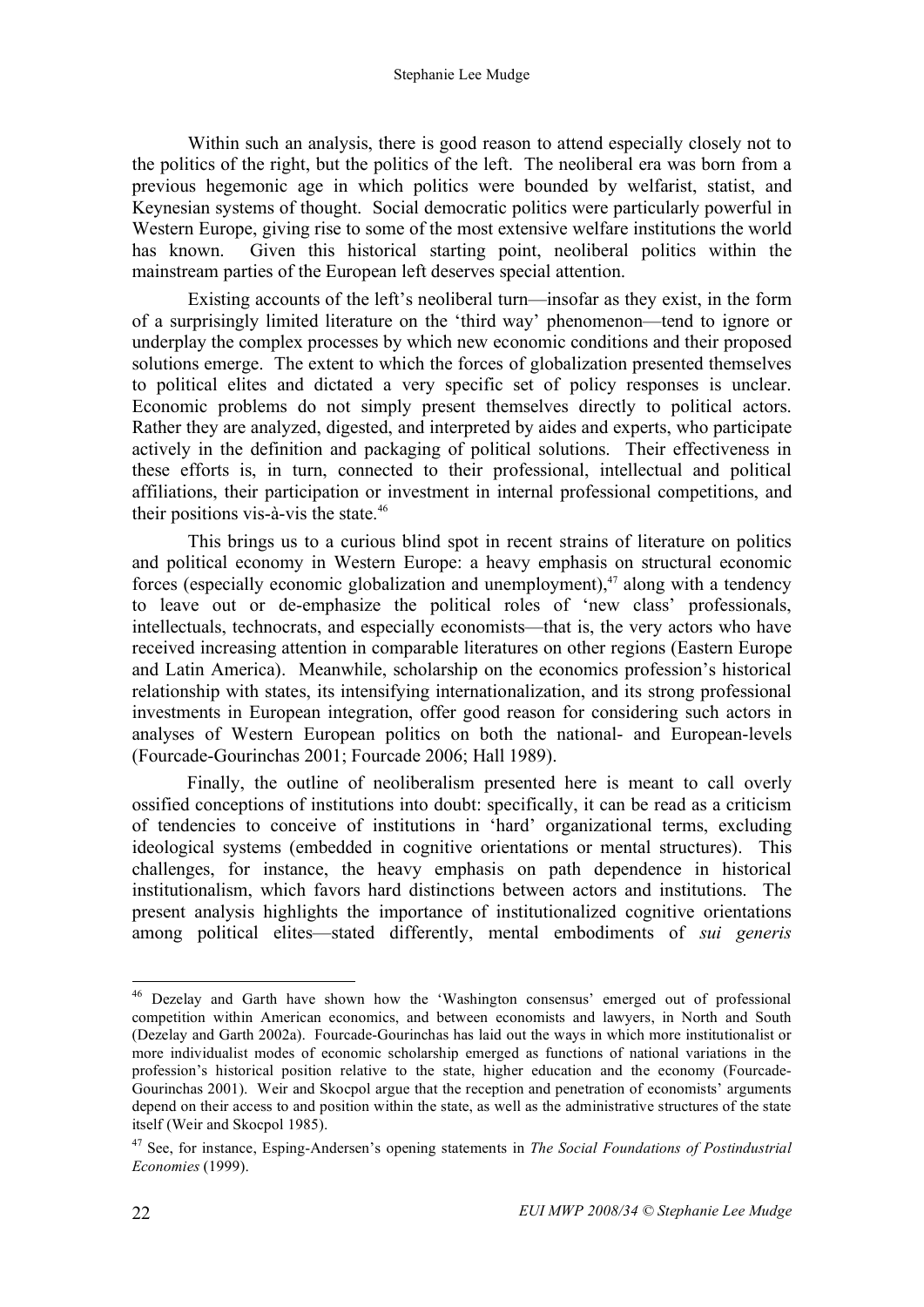Within such an analysis, there is good reason to attend especially closely not to the politics of the right, but the politics of the left. The neoliberal era was born from a previous hegemonic age in which politics were bounded by welfarist, statist, and Keynesian systems of thought. Social democratic politics were particularly powerful in Western Europe, giving rise to some of the most extensive welfare institutions the world has known. Given this historical starting point, neoliberal politics within the mainstream parties of the European left deserves special attention.

Existing accounts of the left's neoliberal turn—insofar as they exist, in the form of a surprisingly limited literature on the 'third way' phenomenon—tend to ignore or underplay the complex processes by which new economic conditions and their proposed solutions emerge. The extent to which the forces of globalization presented themselves to political elites and dictated a very specific set of policy responses is unclear. Economic problems do not simply present themselves directly to political actors. Rather they are analyzed, digested, and interpreted by aides and experts, who participate actively in the definition and packaging of political solutions. Their effectiveness in these efforts is, in turn, connected to their professional, intellectual and political affiliations, their participation or investment in internal professional competitions, and their positions vis-à-vis the state.[46]

This brings us to a curious blind spot in recent strains of literature on politics and political economy in Western Europe: a heavy emphasis on structural economic forces (especially economic globalization and unemployment),[47] along with a tendency to leave out or de-emphasize the political roles of 'new class' professionals, intellectuals, technocrats, and especially economists—that is, the very actors who have received increasing attention in comparable literatures on other regions (Eastern Europe and Latin America). Meanwhile, scholarship on the economics profession's historical relationship with states, its intensifying internationalization, and its strong professional investments in European integration, offer good reason for considering such actors in analyses of Western European politics on both the national- and European-levels (Fourcade-Gourinchas 2001; Fourcade 2006; Hall 1989).

Finally, the outline of neoliberalism presented here is meant to call overly ossified conceptions of institutions into doubt: specifically, it can be read as a criticism of tendencies to conceive of institutions in 'hard' organizational terms, excluding ideological systems (embedded in cognitive orientations or mental structures). This challenges, for instance, the heavy emphasis on path dependence in historical institutionalism, which favors hard distinctions between actors and institutions. The present analysis highlights the importance of institutionalized cognitive orientations among political elites—stated differently, mental embodiments of *sui generis*

---

[46] Dezelay and Garth have shown how the 'Washington consensus' emerged out of professional competition within American economics, and between economists and lawyers, in North and South (Dezelay and Garth 2002a). Fourcade-Gourinchas has laid out the ways in which more institutionalist or more individualist modes of economic scholarship emerged as functions of national variations in the profession's historical position relative to the state, higher education and the economy (Fourcade-Gourinchas 2001). Weir and Skocpol argue that the reception and penetration of economists' arguments depend on their access to and position within the state, as well as the administrative structures of the state itself (Weir and Skocpol 1985).

[47] See, for instance, Esping-Andersen's opening statements in *The Social Foundations of Postindustrial Economies* (1999).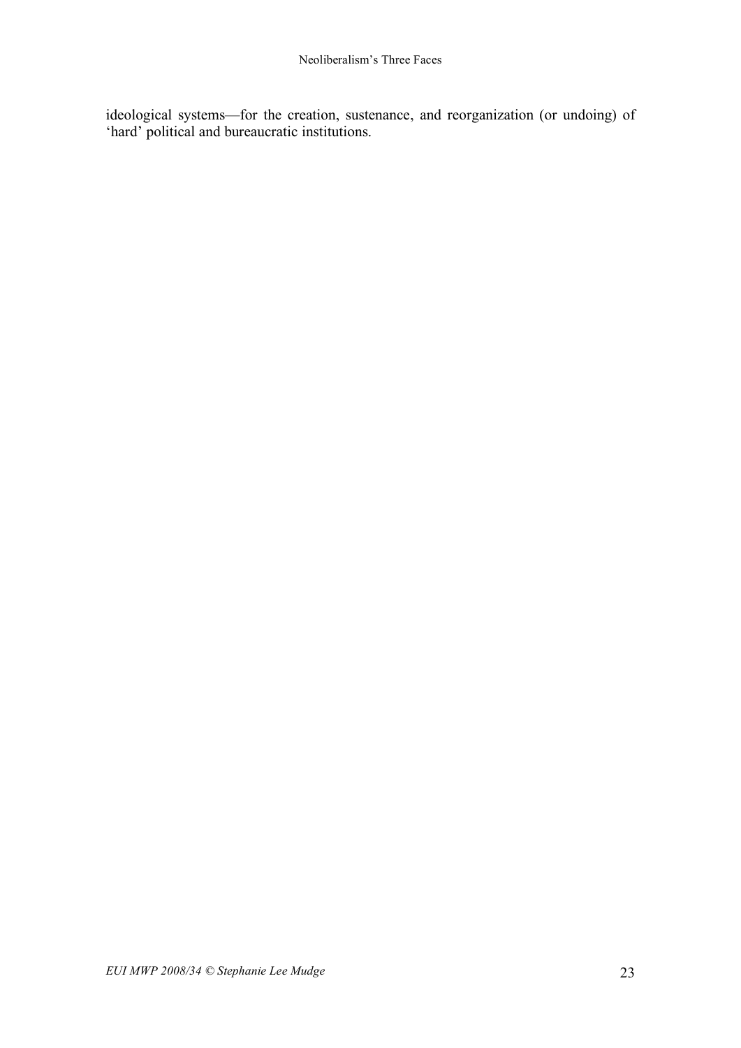ideological systems—for the creation, sustenance, and reorganization (or undoing) of 'hard' political and bureaucratic institutions.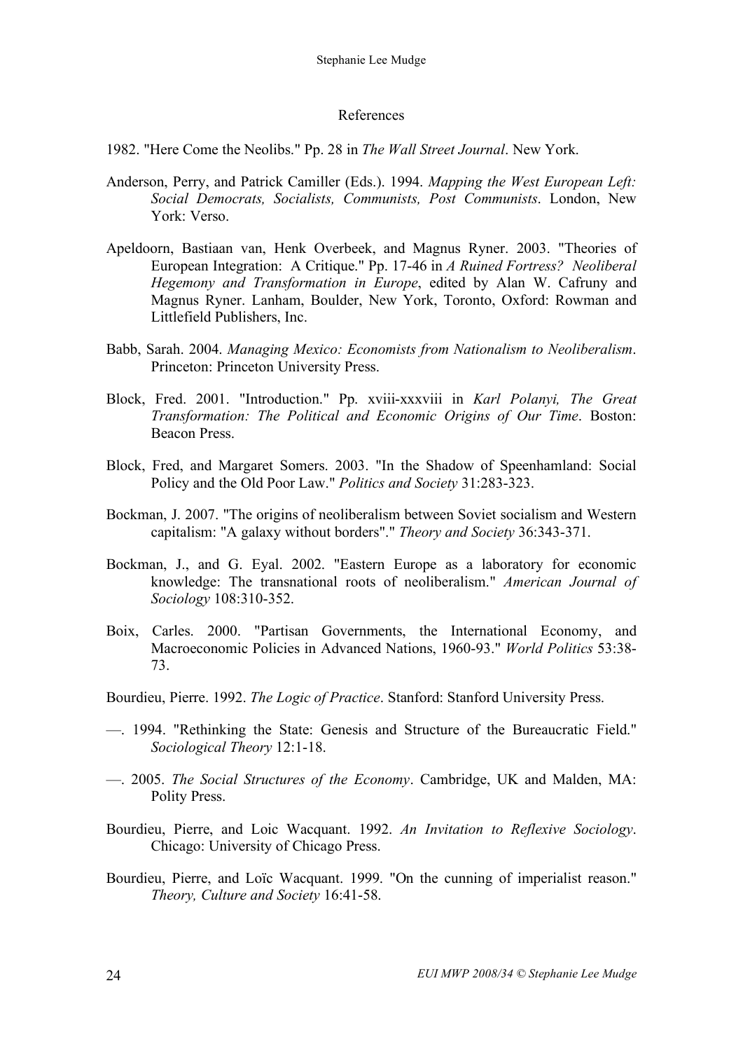## References

1982. "Here Come the Neolibs." Pp. 28 in *The Wall Street Journal*. New York.

Anderson, Perry, and Patrick Camiller (Eds.). 1994. *Mapping the West European Left: Social Democrats, Socialists, Communists, Post Communists*. London, New York: Verso.

Apeldoorn, Bastiaan van, Henk Overbeek, and Magnus Ryner. 2003. "Theories of European Integration: A Critique." Pp. 17-46 in *A Ruined Fortress? Neoliberal Hegemony and Transformation in Europe*, edited by Alan W. Cafruny and Magnus Ryner. Lanham, Boulder, New York, Toronto, Oxford: Rowman and Littlefield Publishers, Inc.

Babb, Sarah. 2004. *Managing Mexico: Economists from Nationalism to Neoliberalism*. Princeton: Princeton University Press.

Block, Fred. 2001. "Introduction." Pp. xviii-xxxviii in *Karl Polanyi, The Great Transformation: The Political and Economic Origins of Our Time*. Boston: Beacon Press.

Block, Fred, and Margaret Somers. 2003. "In the Shadow of Speenhamland: Social Policy and the Old Poor Law." *Politics and Society* 31:283-323.

Bockman, J. 2007. "The origins of neoliberalism between Soviet socialism and Western capitalism: "A galaxy without borders"." *Theory and Society* 36:343-371.

Bockman, J., and G. Eyal. 2002. "Eastern Europe as a laboratory for economic knowledge: The transnational roots of neoliberalism." *American Journal of Sociology* 108:310-352.

Boix, Carles. 2000. "Partisan Governments, the International Economy, and Macroeconomic Policies in Advanced Nations, 1960-93." *World Politics* 53:38-73.

Bourdieu, Pierre. 1992. *The Logic of Practice*. Stanford: Stanford University Press.

—. 1994. "Rethinking the State: Genesis and Structure of the Bureaucratic Field." *Sociological Theory* 12:1-18.

—. 2005. *The Social Structures of the Economy*. Cambridge, UK and Malden, MA: Polity Press.

Bourdieu, Pierre, and Loic Wacquant. 1992. *An Invitation to Reflexive Sociology*. Chicago: University of Chicago Press.

Bourdieu, Pierre, and Loïc Wacquant. 1999. "On the cunning of imperialist reason." *Theory, Culture and Society* 16:41-58.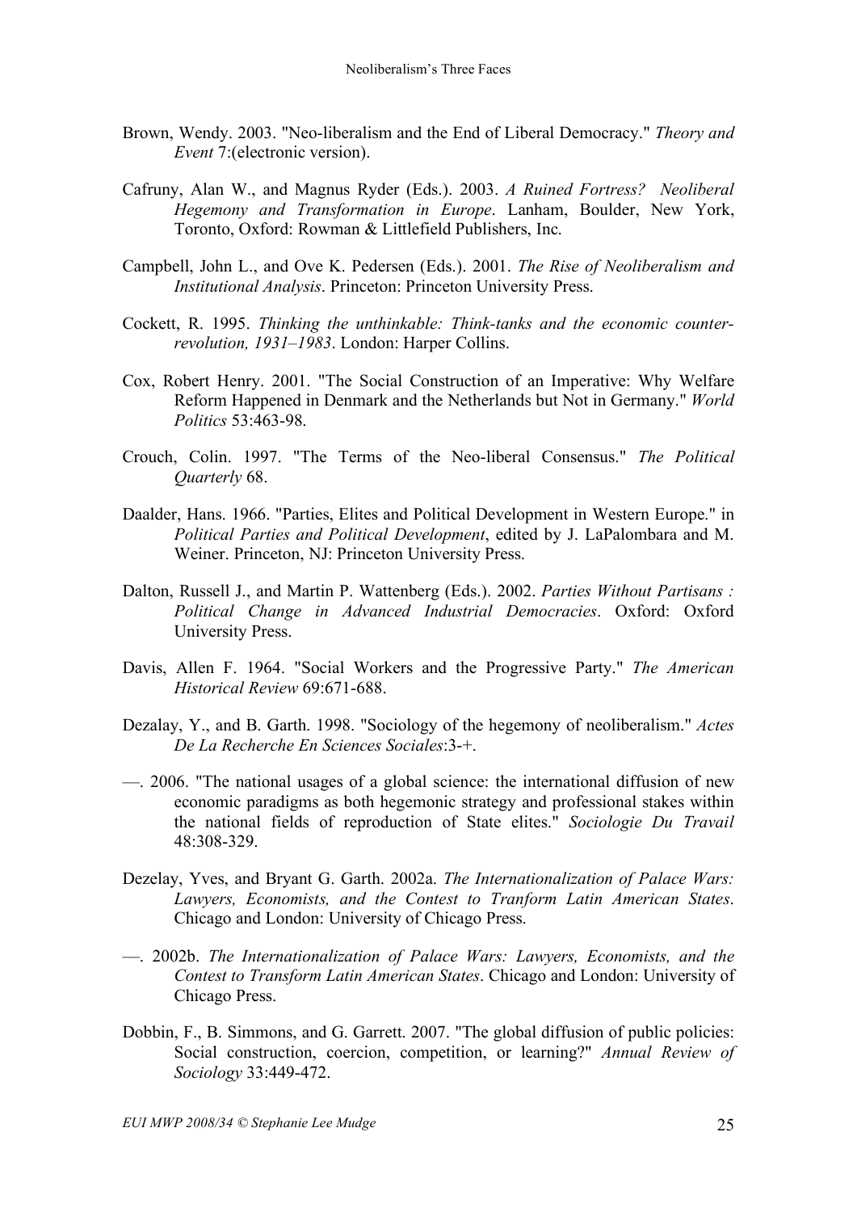Brown, Wendy. 2003. "Neo-liberalism and the End of Liberal Democracy." *Theory and Event* 7:(electronic version).

Cafruny, Alan W., and Magnus Ryder (Eds.). 2003. *A Ruined Fortress? Neoliberal Hegemony and Transformation in Europe*. Lanham, Boulder, New York, Toronto, Oxford: Rowman & Littlefield Publishers, Inc.

Campbell, John L., and Ove K. Pedersen (Eds.). 2001. *The Rise of Neoliberalism and Institutional Analysis*. Princeton: Princeton University Press.

Cockett, R. 1995. *Thinking the unthinkable: Think-tanks and the economic counter-revolution, 1931–1983*. London: Harper Collins.

Cox, Robert Henry. 2001. "The Social Construction of an Imperative: Why Welfare Reform Happened in Denmark and the Netherlands but Not in Germany." *World Politics* 53:463-98.

Crouch, Colin. 1997. "The Terms of the Neo-liberal Consensus." *The Political Quarterly* 68.

Daalder, Hans. 1966. "Parties, Elites and Political Development in Western Europe." in *Political Parties and Political Development*, edited by J. LaPalombara and M. Weiner. Princeton, NJ: Princeton University Press.

Dalton, Russell J., and Martin P. Wattenberg (Eds.). 2002. *Parties Without Partisans : Political Change in Advanced Industrial Democracies*. Oxford: Oxford University Press.

Davis, Allen F. 1964. "Social Workers and the Progressive Party." *The American Historical Review* 69:671-688.

Dezalay, Y., and B. Garth. 1998. "Sociology of the hegemony of neoliberalism." *Actes De La Recherche En Sciences Sociales*:3-+.

—. 2006. "The national usages of a global science: the international diffusion of new economic paradigms as both hegemonic strategy and professional stakes within the national fields of reproduction of State elites." *Sociologie Du Travail* 48:308-329.

Dezelay, Yves, and Bryant G. Garth. 2002a. *The Internationalization of Palace Wars: Lawyers, Economists, and the Contest to Tranform Latin American States*. Chicago and London: University of Chicago Press.

—. 2002b. *The Internationalization of Palace Wars: Lawyers, Economists, and the Contest to Transform Latin American States*. Chicago and London: University of Chicago Press.

Dobbin, F., B. Simmons, and G. Garrett. 2007. "The global diffusion of public policies: Social construction, coercion, competition, or learning?" *Annual Review of Sociology* 33:449-472.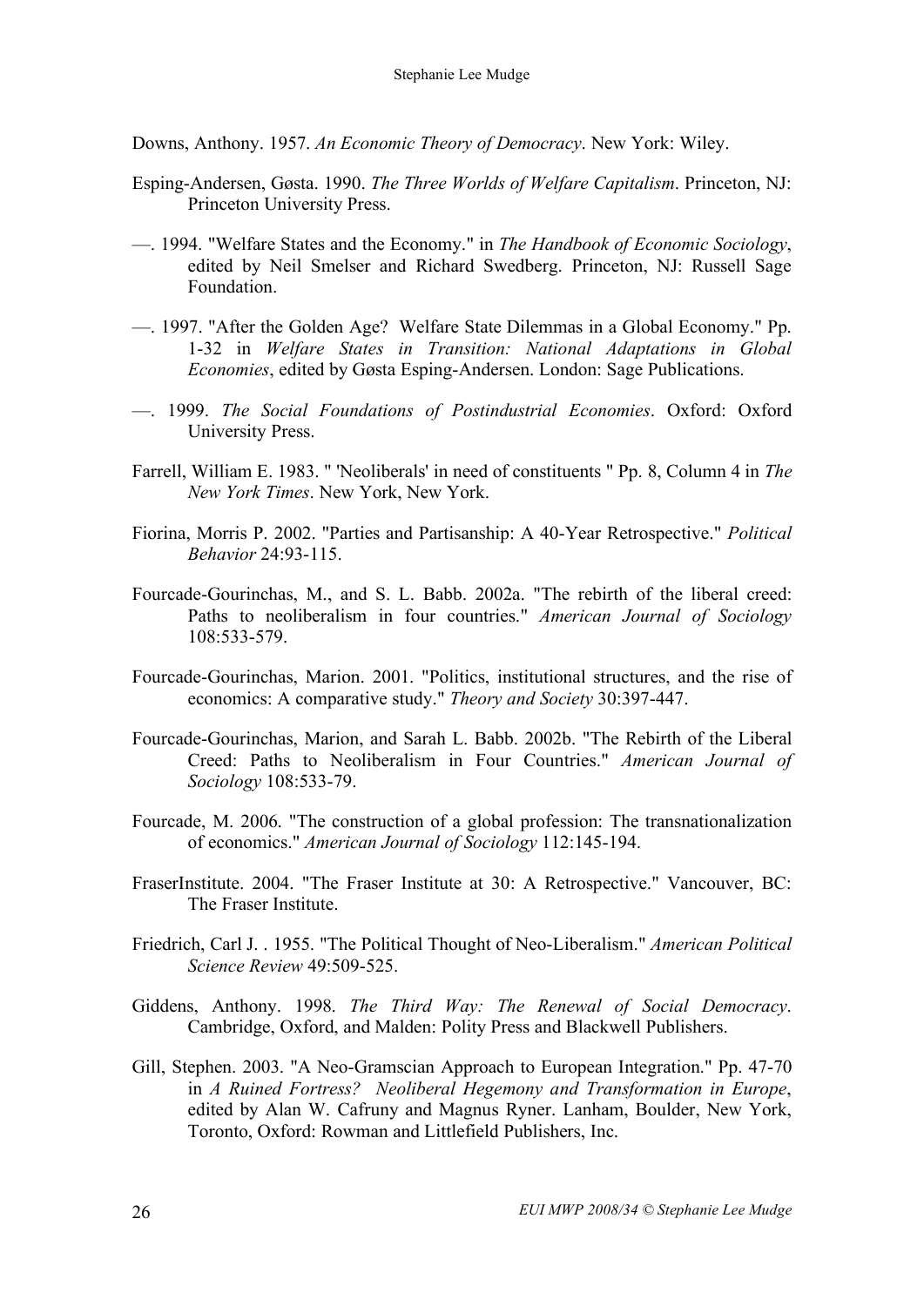Downs, Anthony. 1957. *An Economic Theory of Democracy*. New York: Wiley.

Esping-Andersen, Gøsta. 1990. *The Three Worlds of Welfare Capitalism*. Princeton, NJ: Princeton University Press.

—. 1994. "Welfare States and the Economy." in *The Handbook of Economic Sociology*, edited by Neil Smelser and Richard Swedberg. Princeton, NJ: Russell Sage Foundation.

—. 1997. "After the Golden Age? Welfare State Dilemmas in a Global Economy." Pp. 1-32 in *Welfare States in Transition: National Adaptations in Global Economies*, edited by Gøsta Esping-Andersen. London: Sage Publications.

—. 1999. *The Social Foundations of Postindustrial Economies*. Oxford: Oxford University Press.

Farrell, William E. 1983. " 'Neoliberals' in need of constituents " Pp. 8, Column 4 in *The New York Times*. New York, New York.

Fiorina, Morris P. 2002. "Parties and Partisanship: A 40-Year Retrospective." *Political Behavior* 24:93-115.

Fourcade-Gourinchas, M., and S. L. Babb. 2002a. "The rebirth of the liberal creed: Paths to neoliberalism in four countries." *American Journal of Sociology* 108:533-579.

Fourcade-Gourinchas, Marion. 2001. "Politics, institutional structures, and the rise of economics: A comparative study." *Theory and Society* 30:397-447.

Fourcade-Gourinchas, Marion, and Sarah L. Babb. 2002b. "The Rebirth of the Liberal Creed: Paths to Neoliberalism in Four Countries." *American Journal of Sociology* 108:533-79.

Fourcade, M. 2006. "The construction of a global profession: The transnationalization of economics." *American Journal of Sociology* 112:145-194.

FraserInstitute. 2004. "The Fraser Institute at 30: A Retrospective." Vancouver, BC: The Fraser Institute.

Friedrich, Carl J. . 1955. "The Political Thought of Neo-Liberalism." *American Political Science Review* 49:509-525.

Giddens, Anthony. 1998. *The Third Way: The Renewal of Social Democracy*. Cambridge, Oxford, and Malden: Polity Press and Blackwell Publishers.

Gill, Stephen. 2003. "A Neo-Gramscian Approach to European Integration." Pp. 47-70 in *A Ruined Fortress? Neoliberal Hegemony and Transformation in Europe*, edited by Alan W. Cafruny and Magnus Ryner. Lanham, Boulder, New York, Toronto, Oxford: Rowman and Littlefield Publishers, Inc.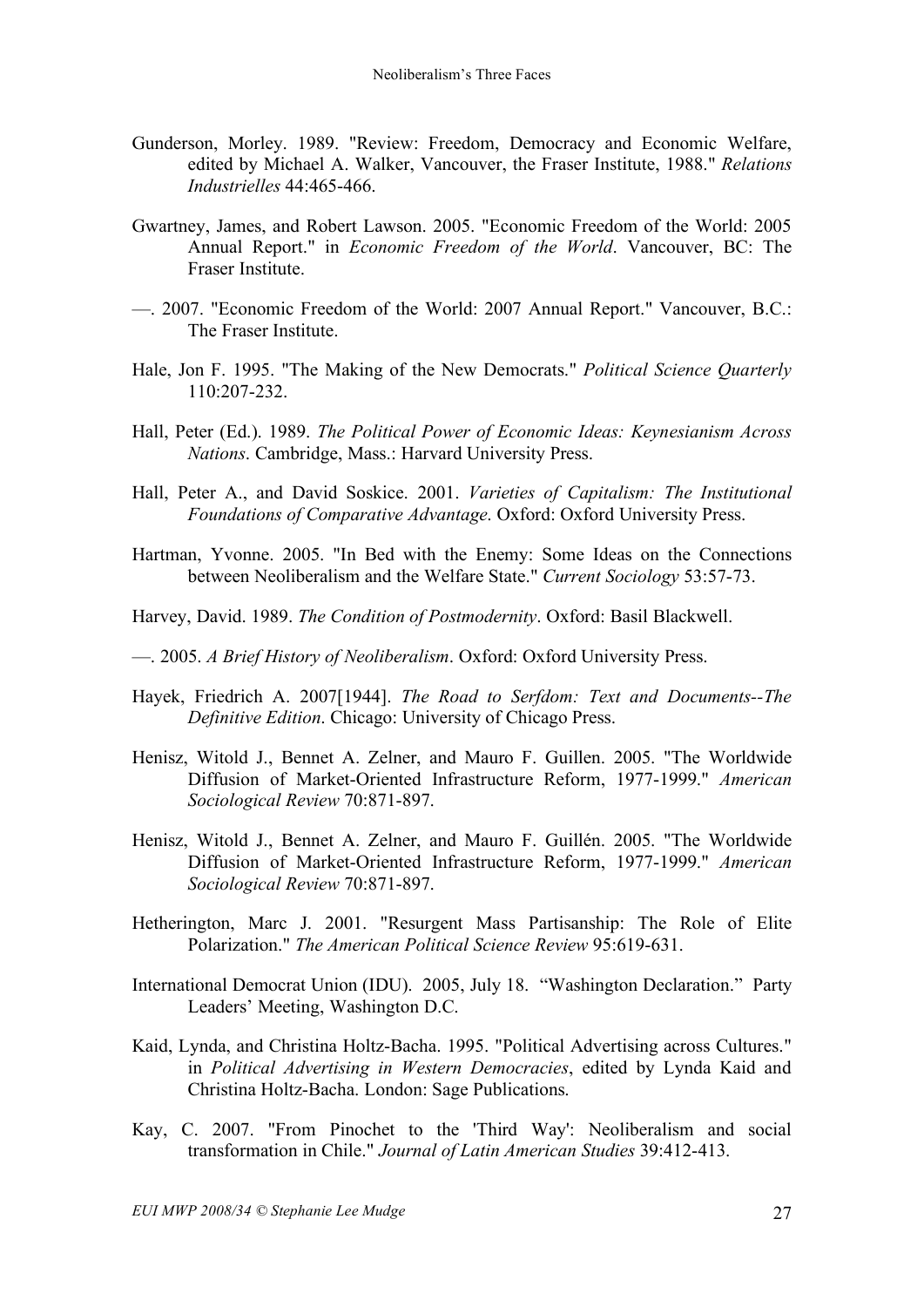Gunderson, Morley. 1989. "Review: Freedom, Democracy and Economic Welfare, edited by Michael A. Walker, Vancouver, the Fraser Institute, 1988." *Relations Industrielles* 44:465-466.

Gwartney, James, and Robert Lawson. 2005. "Economic Freedom of the World: 2005 Annual Report." in *Economic Freedom of the World*. Vancouver, BC: The Fraser Institute.

—. 2007. "Economic Freedom of the World: 2007 Annual Report." Vancouver, B.C.: The Fraser Institute.

Hale, Jon F. 1995. "The Making of the New Democrats." *Political Science Quarterly* 110:207-232.

Hall, Peter (Ed.). 1989. *The Political Power of Economic Ideas: Keynesianism Across Nations*. Cambridge, Mass.: Harvard University Press.

Hall, Peter A., and David Soskice. 2001. *Varieties of Capitalism: The Institutional Foundations of Comparative Advantage*. Oxford: Oxford University Press.

Hartman, Yvonne. 2005. "In Bed with the Enemy: Some Ideas on the Connections between Neoliberalism and the Welfare State." *Current Sociology* 53:57-73.

Harvey, David. 1989. *The Condition of Postmodernity*. Oxford: Basil Blackwell.

—. 2005. *A Brief History of Neoliberalism*. Oxford: Oxford University Press.

Hayek, Friedrich A. 2007[1944]. *The Road to Serfdom: Text and Documents--The Definitive Edition*. Chicago: University of Chicago Press.

Henisz, Witold J., Bennet A. Zelner, and Mauro F. Guillen. 2005. "The Worldwide Diffusion of Market-Oriented Infrastructure Reform, 1977-1999." *American Sociological Review* 70:871-897.

Henisz, Witold J., Bennet A. Zelner, and Mauro F. Guillén. 2005. "The Worldwide Diffusion of Market-Oriented Infrastructure Reform, 1977-1999." *American Sociological Review* 70:871-897.

Hetherington, Marc J. 2001. "Resurgent Mass Partisanship: The Role of Elite Polarization." *The American Political Science Review* 95:619-631.

International Democrat Union (IDU). 2005, July 18. "Washington Declaration." Party Leaders' Meeting, Washington D.C.

Kaid, Lynda, and Christina Holtz-Bacha. 1995. "Political Advertising across Cultures." in *Political Advertising in Western Democracies*, edited by Lynda Kaid and Christina Holtz-Bacha. London: Sage Publications.

Kay, C. 2007. "From Pinochet to the 'Third Way': Neoliberalism and social transformation in Chile." *Journal of Latin American Studies* 39:412-413.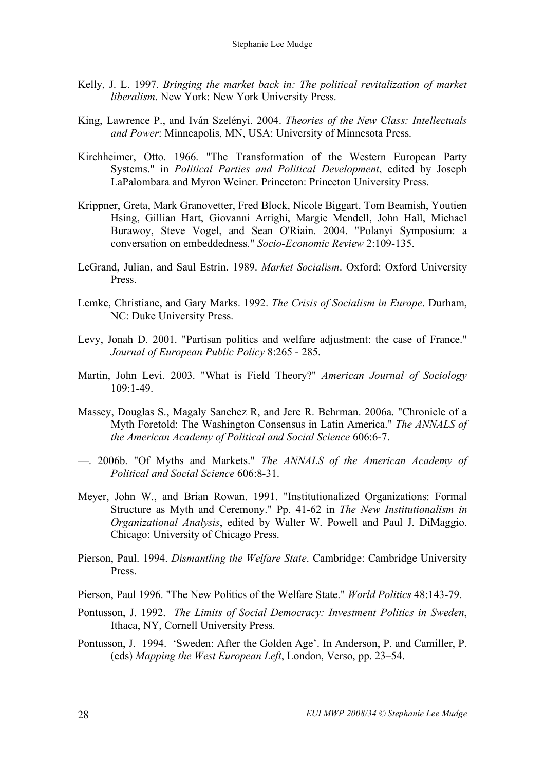Kelly, J. L. 1997. *Bringing the market back in: The political revitalization of market liberalism*. New York: New York University Press.

King, Lawrence P., and Iván Szelényi. 2004. *Theories of the New Class: Intellectuals and Power*: Minneapolis, MN, USA: University of Minnesota Press.

Kirchheimer, Otto. 1966. "The Transformation of the Western European Party Systems." in *Political Parties and Political Development*, edited by Joseph LaPalombara and Myron Weiner. Princeton: Princeton University Press.

Krippner, Greta, Mark Granovetter, Fred Block, Nicole Biggart, Tom Beamish, Youtien Hsing, Gillian Hart, Giovanni Arrighi, Margie Mendell, John Hall, Michael Burawoy, Steve Vogel, and Sean O'Riain. 2004. "Polanyi Symposium: a conversation on embeddedness." *Socio-Economic Review* 2:109-135.

LeGrand, Julian, and Saul Estrin. 1989. *Market Socialism*. Oxford: Oxford University Press.

Lemke, Christiane, and Gary Marks. 1992. *The Crisis of Socialism in Europe*. Durham, NC: Duke University Press.

Levy, Jonah D. 2001. "Partisan politics and welfare adjustment: the case of France." *Journal of European Public Policy* 8:265 - 285.

Martin, John Levi. 2003. "What is Field Theory?" *American Journal of Sociology* 109:1-49.

Massey, Douglas S., Magaly Sanchez R, and Jere R. Behrman. 2006a. "Chronicle of a Myth Foretold: The Washington Consensus in Latin America." *The ANNALS of the American Academy of Political and Social Science* 606:6-7.

—. 2006b. "Of Myths and Markets." *The ANNALS of the American Academy of Political and Social Science* 606:8-31.

Meyer, John W., and Brian Rowan. 1991. "Institutionalized Organizations: Formal Structure as Myth and Ceremony." Pp. 41-62 in *The New Institutionalism in Organizational Analysis*, edited by Walter W. Powell and Paul J. DiMaggio. Chicago: University of Chicago Press.

Pierson, Paul. 1994. *Dismantling the Welfare State*. Cambridge: Cambridge University Press.

Pierson, Paul 1996. "The New Politics of the Welfare State." *World Politics* 48:143-79.

Pontusson, J. 1992. *The Limits of Social Democracy: Investment Politics in Sweden*, Ithaca, NY, Cornell University Press.

Pontusson, J. 1994. 'Sweden: After the Golden Age'. In Anderson, P. and Camiller, P. (eds) *Mapping the West European Left*, London, Verso, pp. 23–54.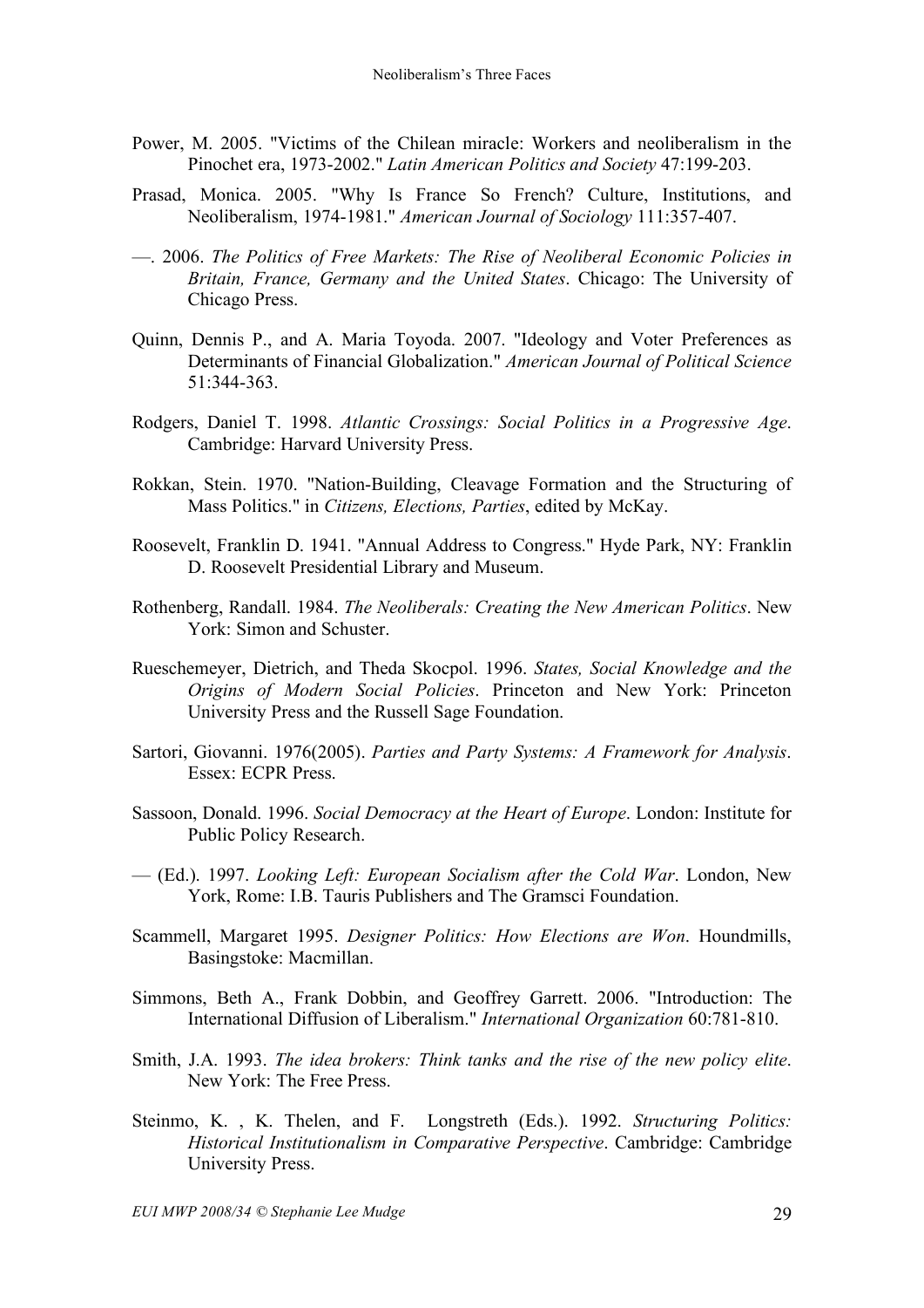Power, M. 2005. "Victims of the Chilean miracle: Workers and neoliberalism in the Pinochet era, 1973-2002." *Latin American Politics and Society* 47:199-203.

Prasad, Monica. 2005. "Why Is France So French? Culture, Institutions, and Neoliberalism, 1974-1981." *American Journal of Sociology* 111:357-407.

—. 2006. *The Politics of Free Markets: The Rise of Neoliberal Economic Policies in Britain, France, Germany and the United States*. Chicago: The University of Chicago Press.

Quinn, Dennis P., and A. Maria Toyoda. 2007. "Ideology and Voter Preferences as Determinants of Financial Globalization." *American Journal of Political Science* 51:344-363.

Rodgers, Daniel T. 1998. *Atlantic Crossings: Social Politics in a Progressive Age*. Cambridge: Harvard University Press.

Rokkan, Stein. 1970. "Nation-Building, Cleavage Formation and the Structuring of Mass Politics." in *Citizens, Elections, Parties*, edited by McKay.

Roosevelt, Franklin D. 1941. "Annual Address to Congress." Hyde Park, NY: Franklin D. Roosevelt Presidential Library and Museum.

Rothenberg, Randall. 1984. *The Neoliberals: Creating the New American Politics*. New York: Simon and Schuster.

Rueschemeyer, Dietrich, and Theda Skocpol. 1996. *States, Social Knowledge and the Origins of Modern Social Policies*. Princeton and New York: Princeton University Press and the Russell Sage Foundation.

Sartori, Giovanni. 1976(2005). *Parties and Party Systems: A Framework for Analysis*. Essex: ECPR Press.

Sassoon, Donald. 1996. *Social Democracy at the Heart of Europe*. London: Institute for Public Policy Research.

— (Ed.). 1997. *Looking Left: European Socialism after the Cold War*. London, New York, Rome: I.B. Tauris Publishers and The Gramsci Foundation.

Scammell, Margaret 1995. *Designer Politics: How Elections are Won*. Houndmills, Basingstoke: Macmillan.

Simmons, Beth A., Frank Dobbin, and Geoffrey Garrett. 2006. "Introduction: The International Diffusion of Liberalism." *International Organization* 60:781-810.

Smith, J.A. 1993. *The idea brokers: Think tanks and the rise of the new policy elite*. New York: The Free Press.

Steinmo, K. , K. Thelen, and F. Longstreth (Eds.). 1992. *Structuring Politics: Historical Institutionalism in Comparative Perspective*. Cambridge: Cambridge University Press.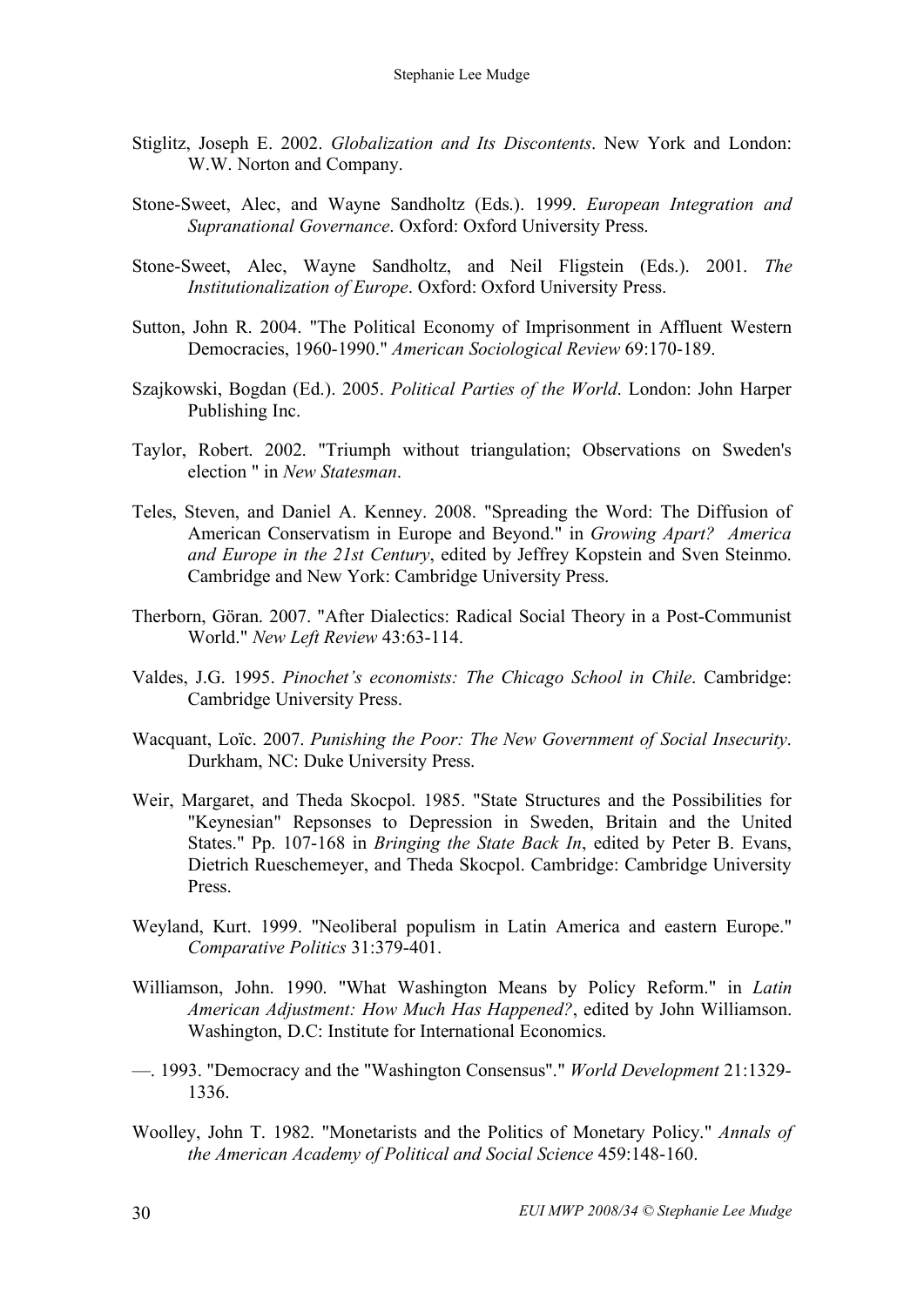Stiglitz, Joseph E. 2002. *Globalization and Its Discontents*. New York and London: W.W. Norton and Company.

Stone-Sweet, Alec, and Wayne Sandholtz (Eds.). 1999. *European Integration and Supranational Governance*. Oxford: Oxford University Press.

Stone-Sweet, Alec, Wayne Sandholtz, and Neil Fligstein (Eds.). 2001. *The Institutionalization of Europe*. Oxford: Oxford University Press.

Sutton, John R. 2004. "The Political Economy of Imprisonment in Affluent Western Democracies, 1960-1990." *American Sociological Review* 69:170-189.

Szajkowski, Bogdan (Ed.). 2005. *Political Parties of the World*. London: John Harper Publishing Inc.

Taylor, Robert. 2002. "Triumph without triangulation; Observations on Sweden's election " in *New Statesman*.

Teles, Steven, and Daniel A. Kenney. 2008. "Spreading the Word: The Diffusion of American Conservatism in Europe and Beyond." in *Growing Apart? America and Europe in the 21st Century*, edited by Jeffrey Kopstein and Sven Steinmo. Cambridge and New York: Cambridge University Press.

Therborn, Göran. 2007. "After Dialectics: Radical Social Theory in a Post-Communist World." *New Left Review* 43:63-114.

Valdes, J.G. 1995. *Pinochet's economists: The Chicago School in Chile*. Cambridge: Cambridge University Press.

Wacquant, Loïc. 2007. *Punishing the Poor: The New Government of Social Insecurity*. Durkham, NC: Duke University Press.

Weir, Margaret, and Theda Skocpol. 1985. "State Structures and the Possibilities for "Keynesian" Repsonses to Depression in Sweden, Britain and the United States." Pp. 107-168 in *Bringing the State Back In*, edited by Peter B. Evans, Dietrich Rueschemeyer, and Theda Skocpol. Cambridge: Cambridge University Press.

Weyland, Kurt. 1999. "Neoliberal populism in Latin America and eastern Europe." *Comparative Politics* 31:379-401.

Williamson, John. 1990. "What Washington Means by Policy Reform." in *Latin American Adjustment: How Much Has Happened?*, edited by John Williamson. Washington, D.C: Institute for International Economics.

—. 1993. "Democracy and the "Washington Consensus"." *World Development* 21:1329-1336.

Woolley, John T. 1982. "Monetarists and the Politics of Monetary Policy." *Annals of the American Academy of Political and Social Science* 459:148-160.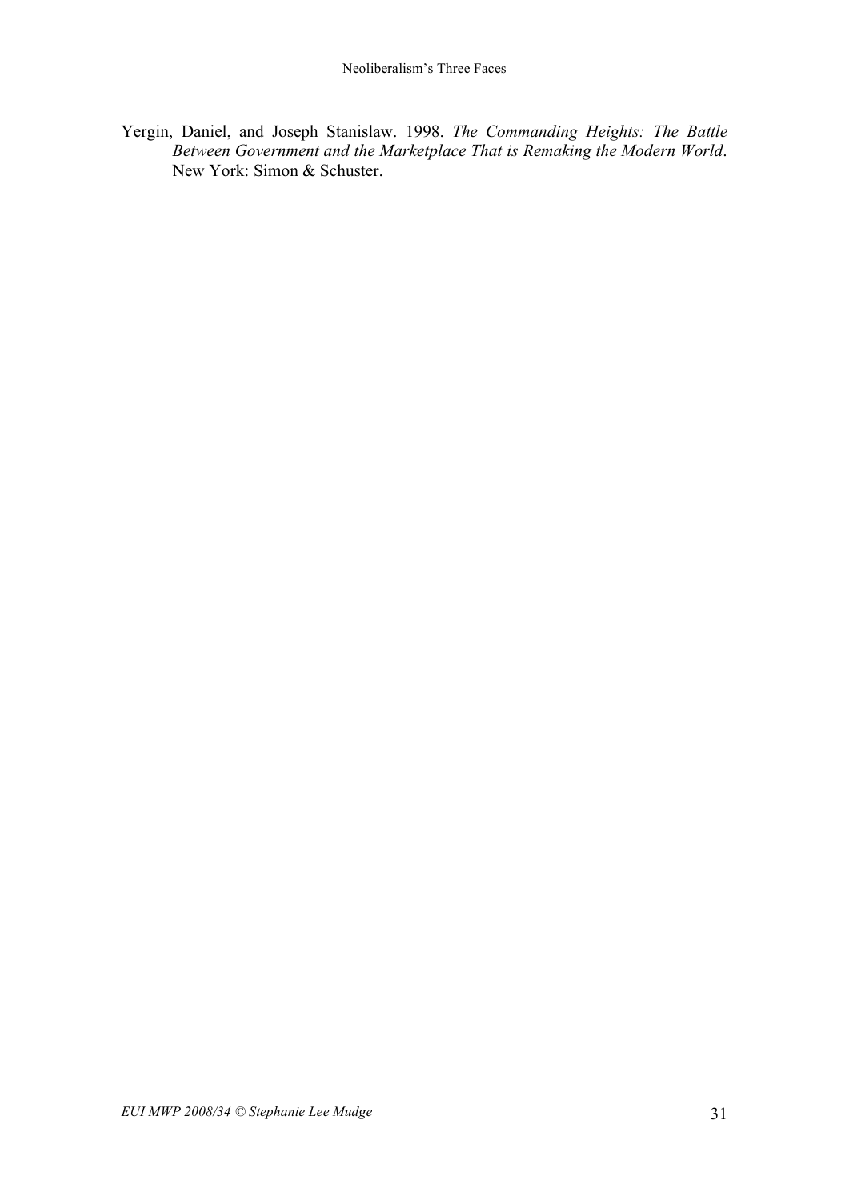Yergin, Daniel, and Joseph Stanislaw. 1998. *The Commanding Heights: The Battle Between Government and the Marketplace That is Remaking the Modern World*. New York: Simon & Schuster.